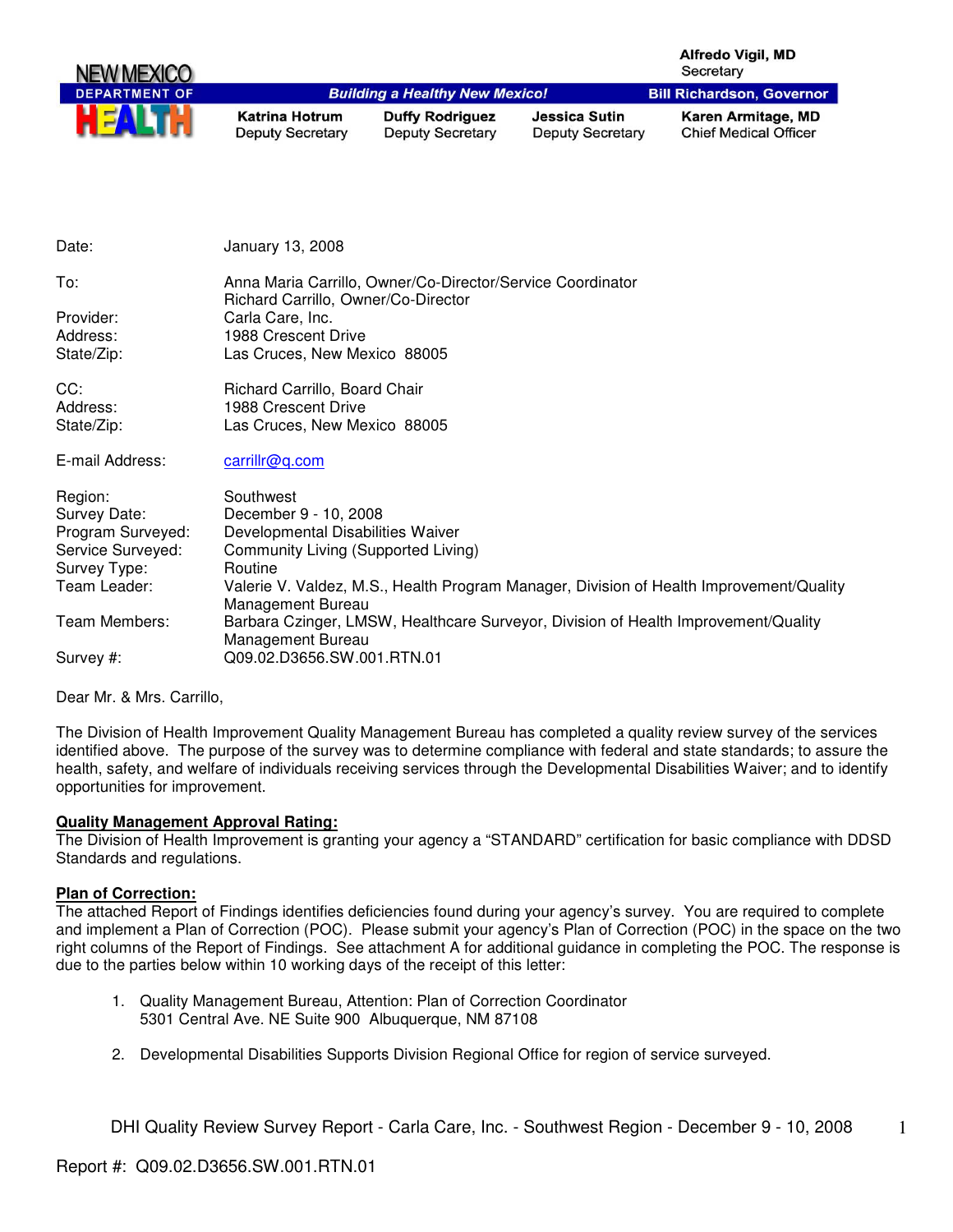NEW MEXICO DEPARTMENT OF HEALTH

*Building a Healthy New Mexico!*

**Alfredo Vigil, MD**
Secretary

**Bill Richardson, Governor**

| **Katrina Hotrum** | **Duffy Rodriguez** | **Jessica Sutin** | **Karen Armitage, MD** |
|---|---|---|---|
| Deputy Secretary | Deputy Secretary | Deputy Secretary | Chief Medical Officer |

| | |
|---|---|
| Date: | January 13, 2008 |
| To: | Anna Maria Carrillo, Owner/Co-Director/Service Coordinator<br>Richard Carrillo, Owner/Co-Director |
| Provider: | Carla Care, Inc. |
| Address: | 1988 Crescent Drive |
| State/Zip: | Las Cruces, New Mexico 88005 |
| CC: | Richard Carrillo, Board Chair |
| Address: | 1988 Crescent Drive |
| State/Zip: | Las Cruces, New Mexico 88005 |
| E-mail Address: | carrillr@q.com |
| Region: | Southwest |
| Survey Date: | December 9 - 10, 2008 |
| Program Surveyed: | Developmental Disabilities Waiver |
| Service Surveyed: | Community Living (Supported Living) |
| Survey Type: | Routine |
| Team Leader: | Valerie V. Valdez, M.S., Health Program Manager, Division of Health Improvement/Quality Management Bureau |
| Team Members: | Barbara Czinger, LMSW, Healthcare Surveyor, Division of Health Improvement/Quality Management Bureau |
| Survey #: | Q09.02.D3656.SW.001.RTN.01 |

Dear Mr. & Mrs. Carrillo,

The Division of Health Improvement Quality Management Bureau has completed a quality review survey of the services identified above. The purpose of the survey was to determine compliance with federal and state standards; to assure the health, safety, and welfare of individuals receiving services through the Developmental Disabilities Waiver; and to identify opportunities for improvement.

**Quality Management Approval Rating:**

The Division of Health Improvement is granting your agency a "STANDARD" certification for basic compliance with DDSD Standards and regulations.

**Plan of Correction:**

The attached Report of Findings identifies deficiencies found during your agency's survey. You are required to complete and implement a Plan of Correction (POC). Please submit your agency's Plan of Correction (POC) in the space on the two right columns of the Report of Findings. See attachment A for additional guidance in completing the POC. The response is due to the parties below within 10 working days of the receipt of this letter:

1. Quality Management Bureau, Attention: Plan of Correction Coordinator
   5301 Central Ave. NE Suite 900 Albuquerque, NM 87108

2. Developmental Disabilities Supports Division Regional Office for region of service surveyed.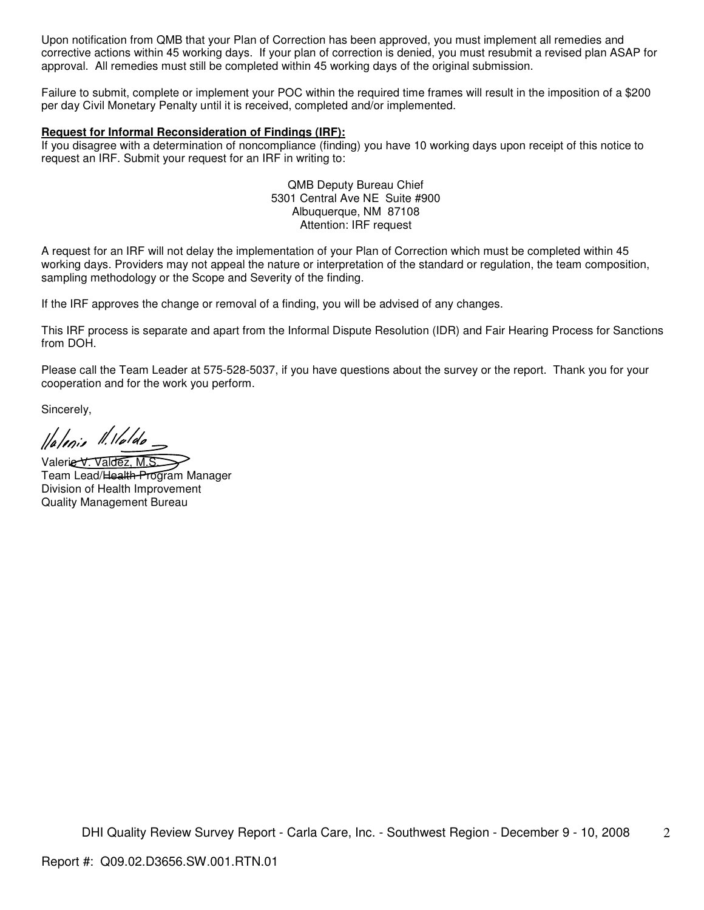Upon notification from QMB that your Plan of Correction has been approved, you must implement all remedies and corrective actions within 45 working days. If your plan of correction is denied, you must resubmit a revised plan ASAP for approval. All remedies must still be completed within 45 working days of the original submission.

Failure to submit, complete or implement your POC within the required time frames will result in the imposition of a $200 per day Civil Monetary Penalty until it is received, completed and/or implemented.

**Request for Informal Reconsideration of Findings (IRF):**

If you disagree with a determination of noncompliance (finding) you have 10 working days upon receipt of this notice to request an IRF. Submit your request for an IRF in writing to:

QMB Deputy Bureau Chief
5301 Central Ave NE Suite #900
Albuquerque, NM 87108
Attention: IRF request

A request for an IRF will not delay the implementation of your Plan of Correction which must be completed within 45 working days. Providers may not appeal the nature or interpretation of the standard or regulation, the team composition, sampling methodology or the Scope and Severity of the finding.

If the IRF approves the change or removal of a finding, you will be advised of any changes.

This IRF process is separate and apart from the Informal Dispute Resolution (IDR) and Fair Hearing Process for Sanctions from DOH.

Please call the Team Leader at 575-528-5037, if you have questions about the survey or the report. Thank you for your cooperation and for the work you perform.

Sincerely,

Valerie V. Valdez, M.S.
Team Lead/~~Health~~ Program Manager
Division of Health Improvement
Quality Management Bureau

Report #: Q09.02.D3656.SW.001.RTN.01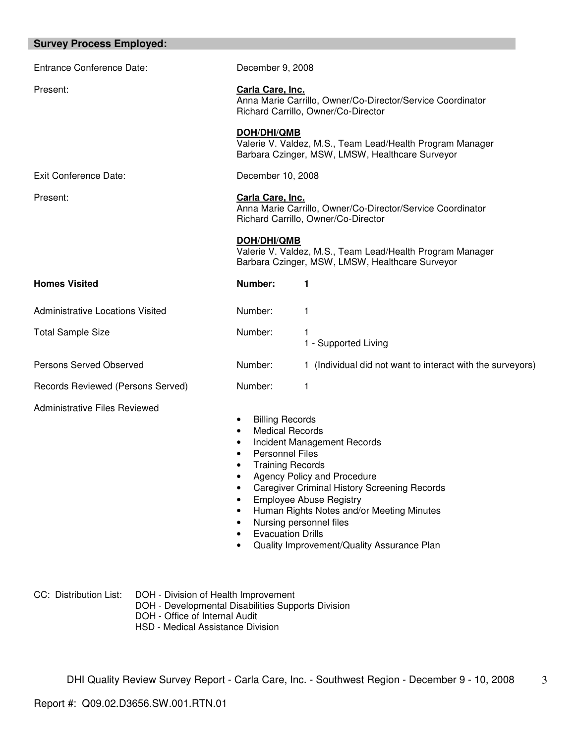## Survey Process Employed:

| | |
|---|---|
| Entrance Conference Date: | December 9, 2008 |
| Present: | **Carla Care, Inc.**<br>Anna Marie Carrillo, Owner/Co-Director/Service Coordinator<br>Richard Carrillo, Owner/Co-Director<br><br>**DOH/DHI/QMB**<br>Valerie V. Valdez, M.S., Team Lead/Health Program Manager<br>Barbara Czinger, MSW, LMSW, Healthcare Surveyor |
| Exit Conference Date: | December 10, 2008 |
| Present: | **Carla Care, Inc.**<br>Anna Marie Carrillo, Owner/Co-Director/Service Coordinator<br>Richard Carrillo, Owner/Co-Director<br><br>**DOH/DHI/QMB**<br>Valerie V. Valdez, M.S., Team Lead/Health Program Manager<br>Barbara Czinger, MSW, LMSW, Healthcare Surveyor |

| | | |
|---|---|---|
| **Homes Visited** | **Number:** | **1** |
| Administrative Locations Visited | Number: | 1 |
| Total Sample Size | Number: | 1<br>1 - Supported Living |
| Persons Served Observed | Number: | 1 (Individual did not want to interact with the surveyors) |
| Records Reviewed (Persons Served) | Number: | 1 |

Administrative Files Reviewed

- Billing Records
- Medical Records
- Incident Management Records
- Personnel Files
- Training Records
- Agency Policy and Procedure
- Caregiver Criminal History Screening Records
- Employee Abuse Registry
- Human Rights Notes and/or Meeting Minutes
- Nursing personnel files
- Evacuation Drills
- Quality Improvement/Quality Assurance Plan

CC: Distribution List:
- DOH - Division of Health Improvement
- DOH - Developmental Disabilities Supports Division
- DOH - Office of Internal Audit
- HSD - Medical Assistance Division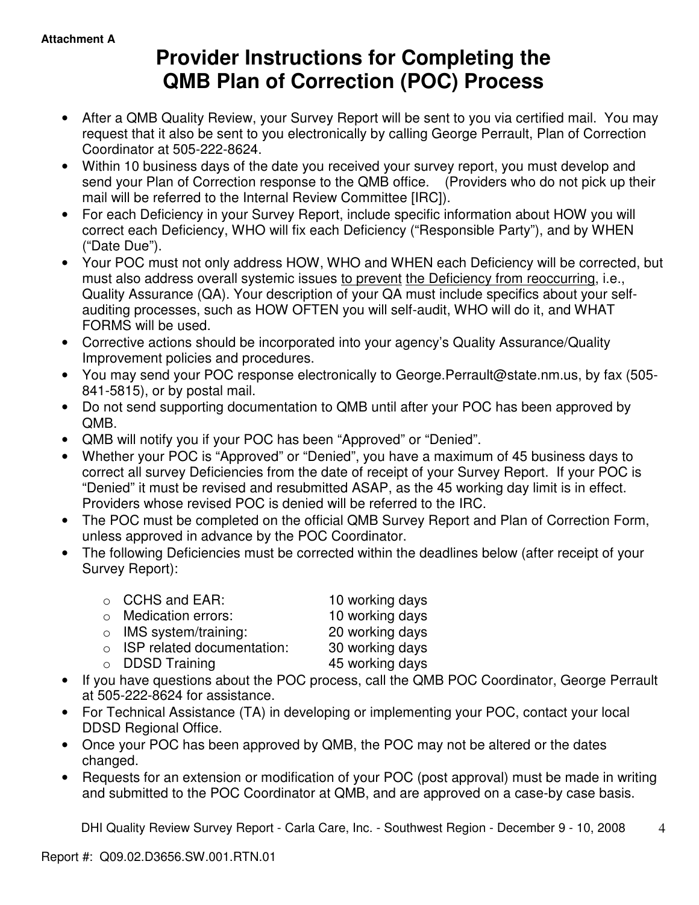Attachment A

# Provider Instructions for Completing the QMB Plan of Correction (POC) Process

- After a QMB Quality Review, your Survey Report will be sent to you via certified mail. You may request that it also be sent to you electronically by calling George Perrault, Plan of Correction Coordinator at 505-222-8624.
- Within 10 business days of the date you received your survey report, you must develop and send your Plan of Correction response to the QMB office. (Providers who do not pick up their mail will be referred to the Internal Review Committee [IRC]).
- For each Deficiency in your Survey Report, include specific information about HOW you will correct each Deficiency, WHO will fix each Deficiency ("Responsible Party"), and by WHEN ("Date Due").
- Your POC must not only address HOW, WHO and WHEN each Deficiency will be corrected, but must also address overall systemic issues <u>to prevent</u> <u>the Deficiency from reoccurring</u>, i.e., Quality Assurance (QA). Your description of your QA must include specifics about your self-auditing processes, such as HOW OFTEN you will self-audit, WHO will do it, and WHAT FORMS will be used.
- Corrective actions should be incorporated into your agency's Quality Assurance/Quality Improvement policies and procedures.
- You may send your POC response electronically to George.Perrault@state.nm.us, by fax (505-841-5815), or by postal mail.
- Do not send supporting documentation to QMB until after your POC has been approved by QMB.
- QMB will notify you if your POC has been "Approved" or "Denied".
- Whether your POC is "Approved" or "Denied", you have a maximum of 45 business days to correct all survey Deficiencies from the date of receipt of your Survey Report. If your POC is "Denied" it must be revised and resubmitted ASAP, as the 45 working day limit is in effect. Providers whose revised POC is denied will be referred to the IRC.
- The POC must be completed on the official QMB Survey Report and Plan of Correction Form, unless approved in advance by the POC Coordinator.
- The following Deficiencies must be corrected within the deadlines below (after receipt of your Survey Report):
  - CCHS and EAR: 10 working days
  - Medication errors: 10 working days
  - IMS system/training: 20 working days
  - ISP related documentation: 30 working days
  - DDSD Training 45 working days
- If you have questions about the POC process, call the QMB POC Coordinator, George Perrault at 505-222-8624 for assistance.
- For Technical Assistance (TA) in developing or implementing your POC, contact your local DDSD Regional Office.
- Once your POC has been approved by QMB, the POC may not be altered or the dates changed.
- Requests for an extension or modification of your POC (post approval) must be made in writing and submitted to the POC Coordinator at QMB, and are approved on a case-by case basis.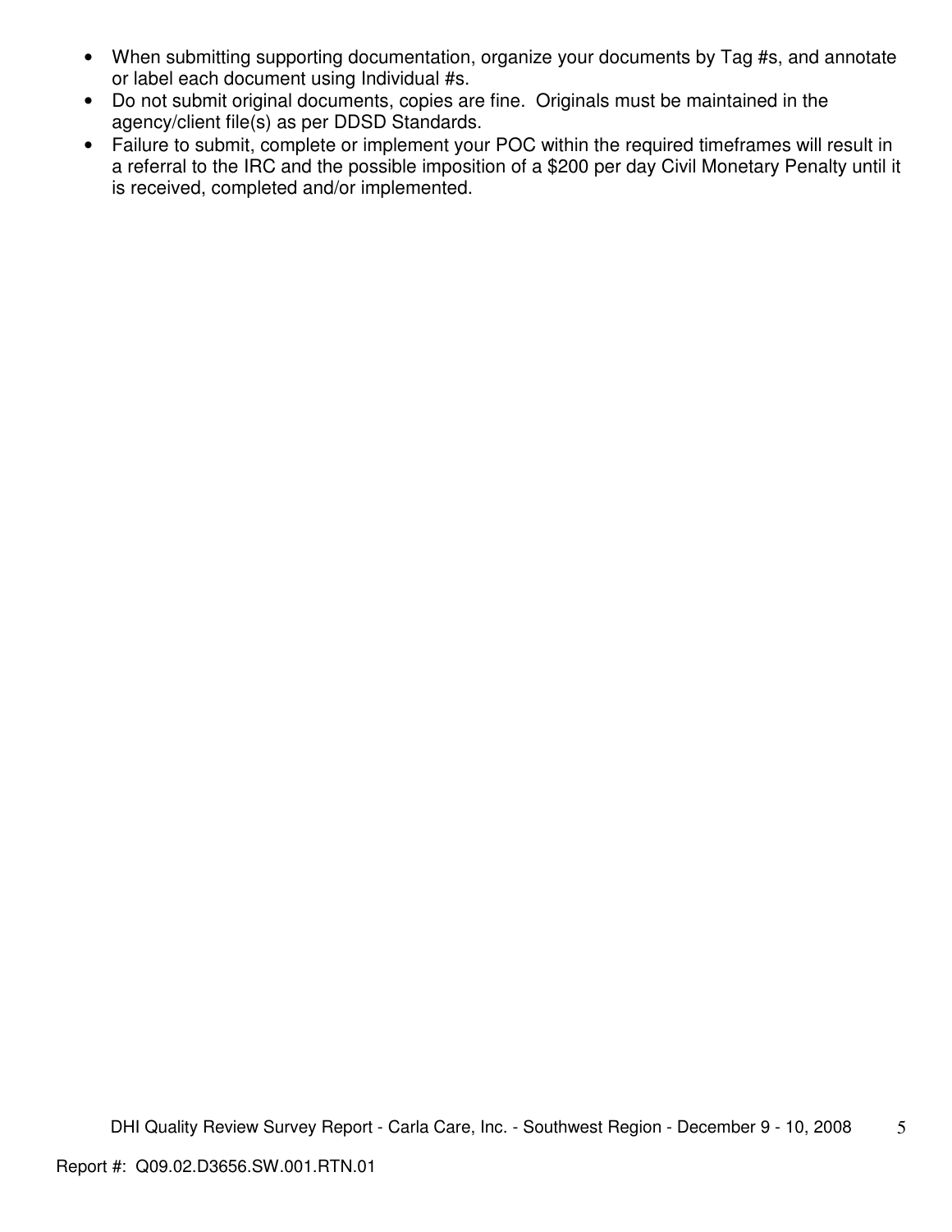- When submitting supporting documentation, organize your documents by Tag #s, and annotate or label each document using Individual #s.
- Do not submit original documents, copies are fine. Originals must be maintained in the agency/client file(s) as per DDSD Standards.
- Failure to submit, complete or implement your POC within the required timeframes will result in a referral to the IRC and the possible imposition of a $200 per day Civil Monetary Penalty until it is received, completed and/or implemented.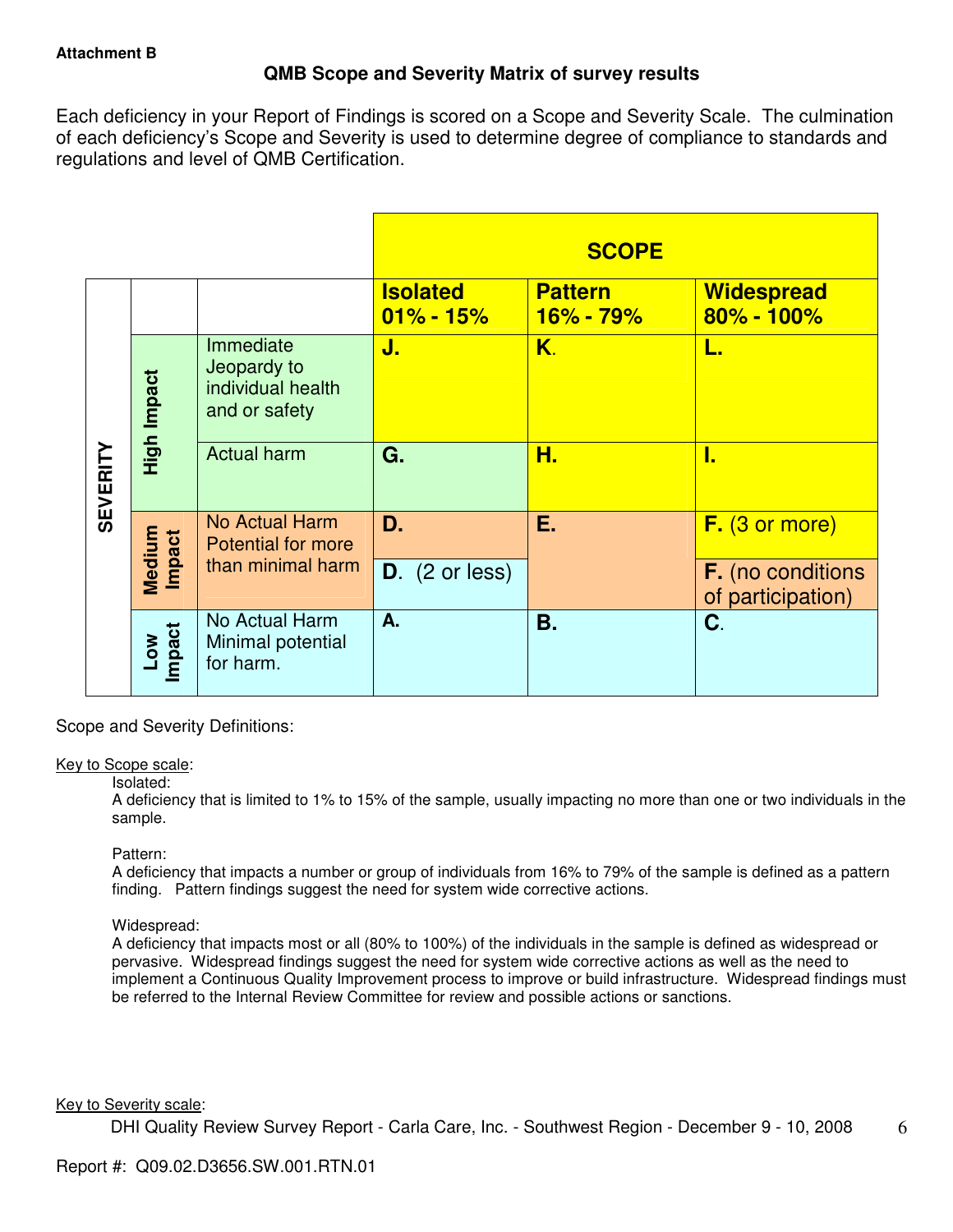**Attachment B**

## QMB Scope and Severity Matrix of survey results

Each deficiency in your Report of Findings is scored on a Scope and Severity Scale. The culmination of each deficiency's Scope and Severity is used to determine degree of compliance to standards and regulations and level of QMB Certification.

| | | | SCOPE | | |
|---|---|---|---|---|---|
| | | | **Isolated 01% - 15%** | **Pattern 16% - 79%** | **Widespread 80% - 100%** |
| SEVERITY | High Impact | Immediate Jeopardy to individual health and or safety | **J.** | **K.** | **L.** |
| | | Actual harm | **G.** | **H.** | **I.** |
| | Medium Impact | No Actual Harm Potential for more than minimal harm | **D.** | **E.** | **F.** (3 or more) |
| | | | **D.** (2 or less) | | **F.** (no conditions of participation) |
| | Low Impact | No Actual Harm Minimal potential for harm. | **A.** | **B.** | **C.** |

Scope and Severity Definitions:

Key to Scope scale:

Isolated:
A deficiency that is limited to 1% to 15% of the sample, usually impacting no more than one or two individuals in the sample.

Pattern:
A deficiency that impacts a number or group of individuals from 16% to 79% of the sample is defined as a pattern finding. Pattern findings suggest the need for system wide corrective actions.

Widespread:
A deficiency that impacts most or all (80% to 100%) of the individuals in the sample is defined as widespread or pervasive. Widespread findings suggest the need for system wide corrective actions as well as the need to implement a Continuous Quality Improvement process to improve or build infrastructure. Widespread findings must be referred to the Internal Review Committee for review and possible actions or sanctions.

Key to Severity scale: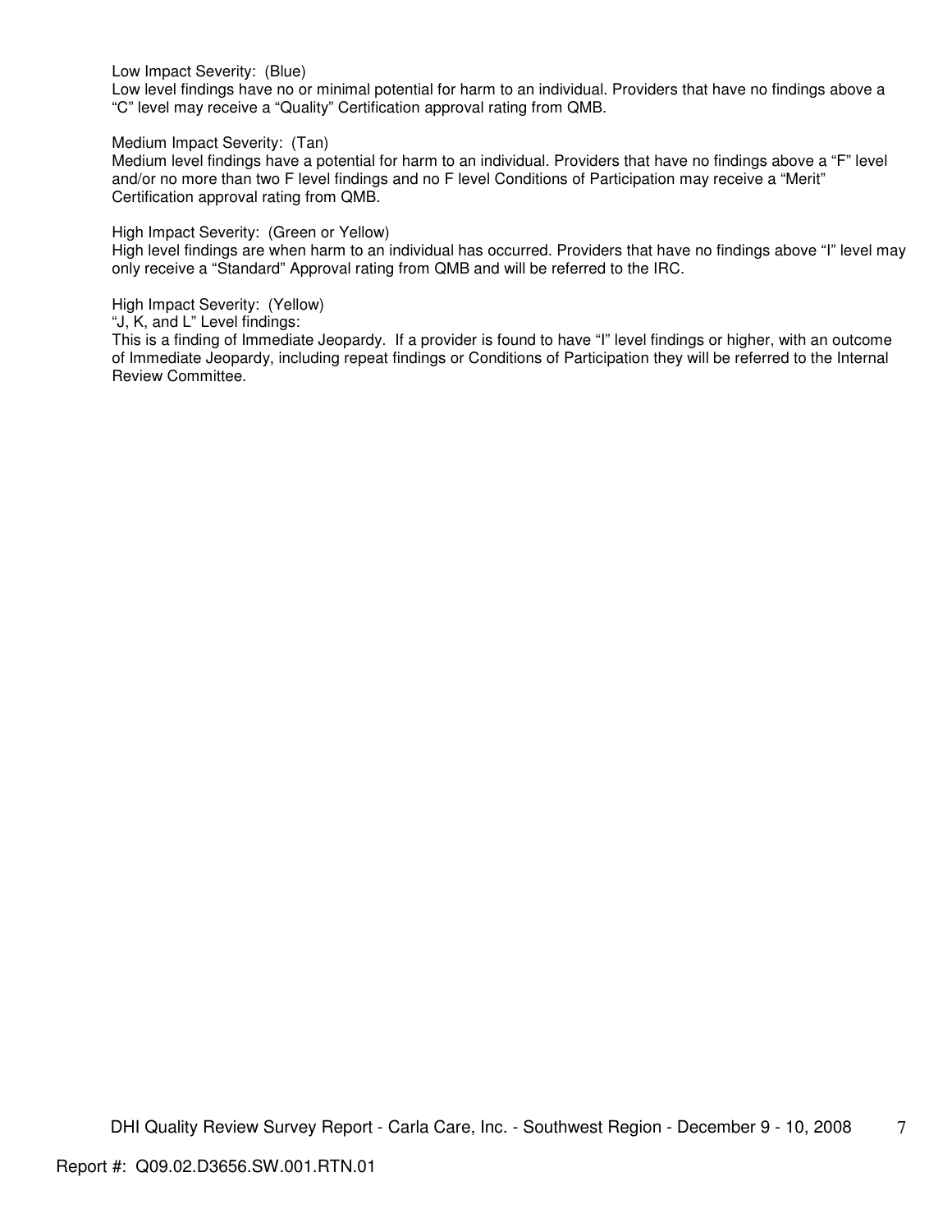Low Impact Severity: (Blue)
Low level findings have no or minimal potential for harm to an individual. Providers that have no findings above a "C" level may receive a "Quality" Certification approval rating from QMB.

Medium Impact Severity: (Tan)
Medium level findings have a potential for harm to an individual. Providers that have no findings above a "F" level and/or no more than two F level findings and no F level Conditions of Participation may receive a "Merit" Certification approval rating from QMB.

High Impact Severity: (Green or Yellow)
High level findings are when harm to an individual has occurred. Providers that have no findings above "I" level may only receive a "Standard" Approval rating from QMB and will be referred to the IRC.

High Impact Severity: (Yellow)
"J, K, and L" Level findings:
This is a finding of Immediate Jeopardy. If a provider is found to have "I" level findings or higher, with an outcome of Immediate Jeopardy, including repeat findings or Conditions of Participation they will be referred to the Internal Review Committee.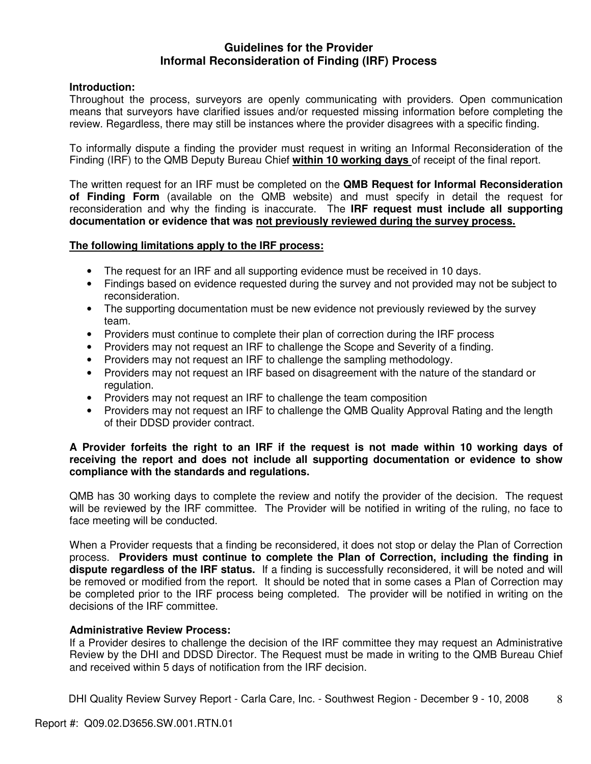## Guidelines for the Provider
## Informal Reconsideration of Finding (IRF) Process

**Introduction:**
Throughout the process, surveyors are openly communicating with providers. Open communication means that surveyors have clarified issues and/or requested missing information before completing the review. Regardless, there may still be instances where the provider disagrees with a specific finding.

To informally dispute a finding the provider must request in writing an Informal Reconsideration of the Finding (IRF) to the QMB Deputy Bureau Chief **within 10 working days** of receipt of the final report.

The written request for an IRF must be completed on the **QMB Request for Informal Reconsideration of Finding Form** (available on the QMB website) and must specify in detail the request for reconsideration and why the finding is inaccurate. The **IRF request must include all supporting documentation or evidence that was not previously reviewed during the survey process.**

**The following limitations apply to the IRF process:**

- The request for an IRF and all supporting evidence must be received in 10 days.
- Findings based on evidence requested during the survey and not provided may not be subject to reconsideration.
- The supporting documentation must be new evidence not previously reviewed by the survey team.
- Providers must continue to complete their plan of correction during the IRF process
- Providers may not request an IRF to challenge the Scope and Severity of a finding.
- Providers may not request an IRF to challenge the sampling methodology.
- Providers may not request an IRF based on disagreement with the nature of the standard or regulation.
- Providers may not request an IRF to challenge the team composition
- Providers may not request an IRF to challenge the QMB Quality Approval Rating and the length of their DDSD provider contract.

**A Provider forfeits the right to an IRF if the request is not made within 10 working days of receiving the report and does not include all supporting documentation or evidence to show compliance with the standards and regulations.**

QMB has 30 working days to complete the review and notify the provider of the decision. The request will be reviewed by the IRF committee. The Provider will be notified in writing of the ruling, no face to face meeting will be conducted.

When a Provider requests that a finding be reconsidered, it does not stop or delay the Plan of Correction process. **Providers must continue to complete the Plan of Correction, including the finding in dispute regardless of the IRF status.** If a finding is successfully reconsidered, it will be noted and will be removed or modified from the report. It should be noted that in some cases a Plan of Correction may be completed prior to the IRF process being completed. The provider will be notified in writing on the decisions of the IRF committee.

**Administrative Review Process:**
If a Provider desires to challenge the decision of the IRF committee they may request an Administrative Review by the DHI and DDSD Director. The Request must be made in writing to the QMB Bureau Chief and received within 5 days of notification from the IRF decision.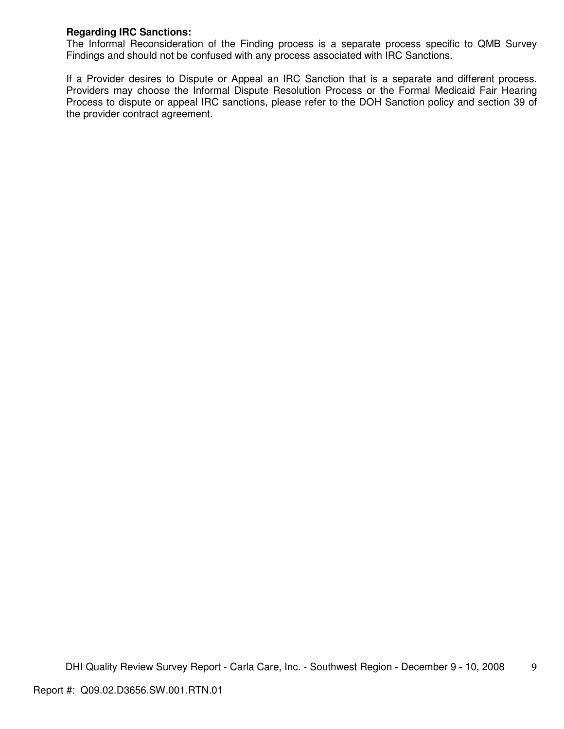**Regarding IRC Sanctions:**

The Informal Reconsideration of the Finding process is a separate process specific to QMB Survey Findings and should not be confused with any process associated with IRC Sanctions.

If a Provider desires to Dispute or Appeal an IRC Sanction that is a separate and different process. Providers may choose the Informal Dispute Resolution Process or the Formal Medicaid Fair Hearing Process to dispute or appeal IRC sanctions, please refer to the DOH Sanction policy and section 39 of the provider contract agreement.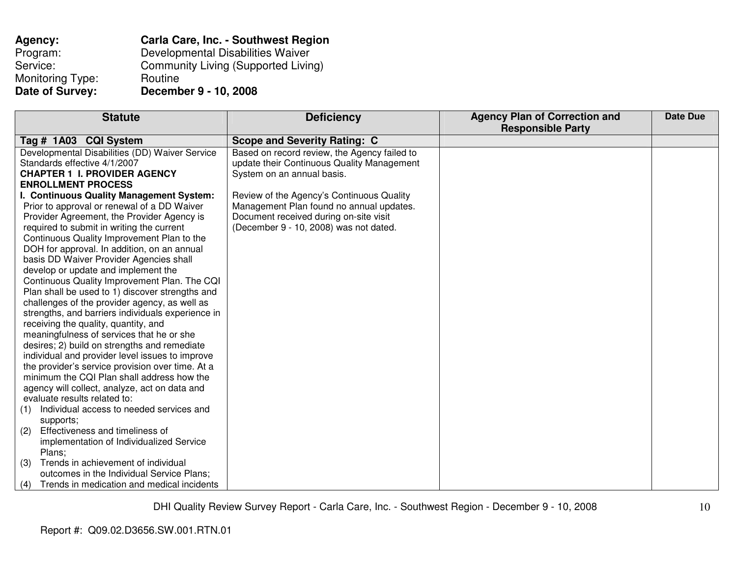**Agency:** **Carla Care, Inc. - Southwest Region**
Program: Developmental Disabilities Waiver
Service: Community Living (Supported Living)
Monitoring Type: Routine
**Date of Survey:** **December 9 - 10, 2008**

| Statute | Deficiency | Agency Plan of Correction and Responsible Party | Date Due |
|---|---|---|---|
| **Tag # 1A03 CQI System** | **Scope and Severity Rating: C** | | |
| Developmental Disabilities (DD) Waiver Service Standards effective 4/1/2007<br>**CHAPTER 1 I. PROVIDER AGENCY ENROLLMENT PROCESS**<br>**I. Continuous Quality Management System:** Prior to approval or renewal of a DD Waiver Provider Agreement, the Provider Agency is required to submit in writing the current Continuous Quality Improvement Plan to the DOH for approval. In addition, on an annual basis DD Waiver Provider Agencies shall develop or update and implement the Continuous Quality Improvement Plan. The CQI Plan shall be used to 1) discover strengths and challenges of the provider agency, as well as strengths, and barriers individuals experience in receiving the quality, quantity, and meaningfulness of services that he or she desires; 2) build on strengths and remediate individual and provider level issues to improve the provider's service provision over time. At a minimum the CQI Plan shall address how the agency will collect, analyze, act on data and evaluate results related to:<br>(1) Individual access to needed services and supports;<br>(2) Effectiveness and timeliness of implementation of Individualized Service Plans;<br>(3) Trends in achievement of individual outcomes in the Individual Service Plans;<br>(4) Trends in medication and medical incidents | Based on record review, the Agency failed to update their Continuous Quality Management System on an annual basis.<br><br>Review of the Agency's Continuous Quality Management Plan found no annual updates. Document received during on-site visit (December 9 - 10, 2008) was not dated. | | |

Report #: Q09.02.D3656.SW.001.RTN.01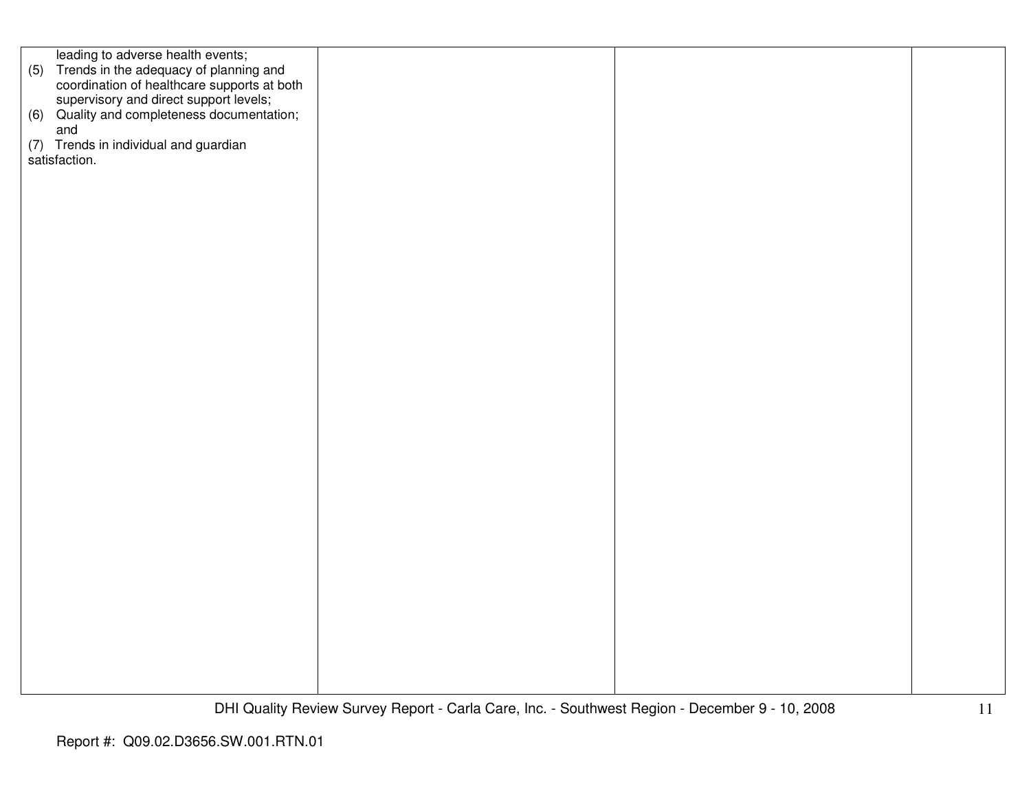| | | | |
|---|---|---|---|
| leading to adverse health events;<br>(5) Trends in the adequacy of planning and coordination of healthcare supports at both supervisory and direct support levels;<br>(6) Quality and completeness documentation; and<br>(7) Trends in individual and guardian satisfaction. | | | |

Report #: Q09.02.D3656.SW.001.RTN.01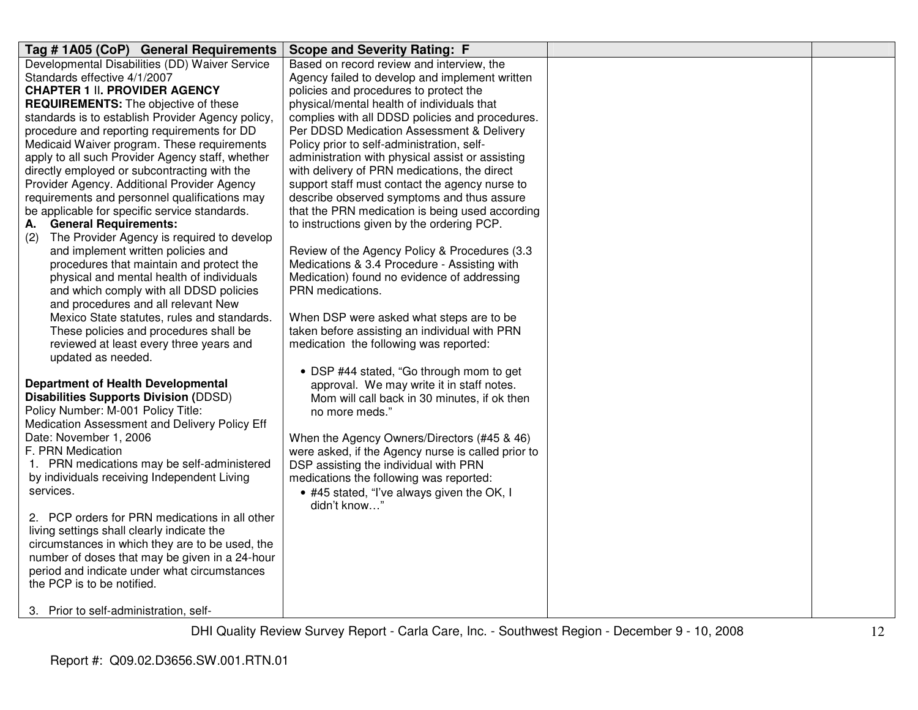| Tag # 1A05 (CoP) General Requirements | Scope and Severity Rating: F | | |
|---|---|---|---|
| Developmental Disabilities (DD) Waiver Service Standards effective 4/1/2007<br>**CHAPTER 1 II. PROVIDER AGENCY REQUIREMENTS:** The objective of these standards is to establish Provider Agency policy, procedure and reporting requirements for DD Medicaid Waiver program. These requirements apply to all such Provider Agency staff, whether directly employed or subcontracting with the Provider Agency. Additional Provider Agency requirements and personnel qualifications may be applicable for specific service standards.<br>**A. General Requirements:**<br>(2) The Provider Agency is required to develop and implement written policies and procedures that maintain and protect the physical and mental health of individuals and which comply with all DDSD policies and procedures and all relevant New Mexico State statutes, rules and standards. These policies and procedures shall be reviewed at least every three years and updated as needed.<br><br>**Department of Health Developmental Disabilities Supports Division (**DDSD)<br>Policy Number: M-001 Policy Title: Medication Assessment and Delivery Policy Eff Date: November 1, 2006<br>F. PRN Medication<br>1. PRN medications may be self-administered by individuals receiving Independent Living services.<br><br>2. PCP orders for PRN medications in all other living settings shall clearly indicate the circumstances in which they are to be used, the number of doses that may be given in a 24-hour period and indicate under what circumstances the PCP is to be notified.<br><br>3. Prior to self-administration, self- | Based on record review and interview, the Agency failed to develop and implement written policies and procedures to protect the physical/mental health of individuals that complies with all DDSD policies and procedures. Per DDSD Medication Assessment & Delivery Policy prior to self-administration, self-administration with physical assist or assisting with delivery of PRN medications, the direct support staff must contact the agency nurse to describe observed symptoms and thus assure that the PRN medication is being used according to instructions given by the ordering PCP.<br><br>Review of the Agency Policy & Procedures (3.3 Medications & 3.4 Procedure - Assisting with Medication) found no evidence of addressing PRN medications.<br><br>When DSP were asked what steps are to be taken before assisting an individual with PRN medication the following was reported:<br><br>• DSP #44 stated, "Go through mom to get approval. We may write it in staff notes. Mom will call back in 30 minutes, if ok then no more meds."<br><br>When the Agency Owners/Directors (#45 & 46) were asked, if the Agency nurse is called prior to DSP assisting the individual with PRN medications the following was reported:<br>• #45 stated, "I've always given the OK, I didn't know…" | | |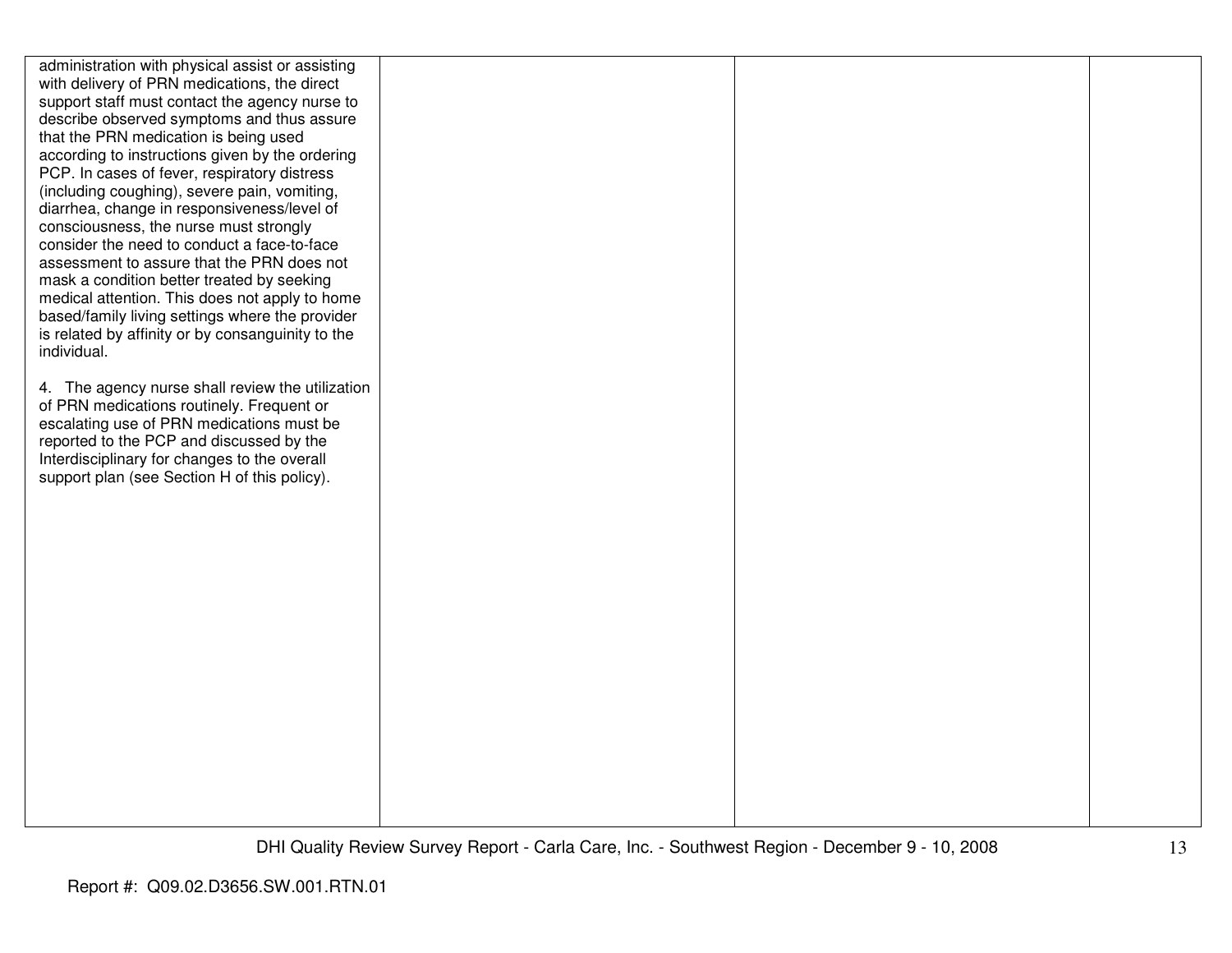| | | | |
|---|---|---|---|
| administration with physical assist or assisting with delivery of PRN medications, the direct support staff must contact the agency nurse to describe observed symptoms and thus assure that the PRN medication is being used according to instructions given by the ordering PCP. In cases of fever, respiratory distress (including coughing), severe pain, vomiting, diarrhea, change in responsiveness/level of consciousness, the nurse must strongly consider the need to conduct a face-to-face assessment to assure that the PRN does not mask a condition better treated by seeking medical attention. This does not apply to home based/family living settings where the provider is related by affinity or by consanguinity to the individual.<br><br>4. The agency nurse shall review the utilization of PRN medications routinely. Frequent or escalating use of PRN medications must be reported to the PCP and discussed by the Interdisciplinary for changes to the overall support plan (see Section H of this policy). | | | |

DHI Quality Review Survey Report - Carla Care, Inc. - Southwest Region - December 9 - 10, 2008

Report #: Q09.02.D3656.SW.001.RTN.01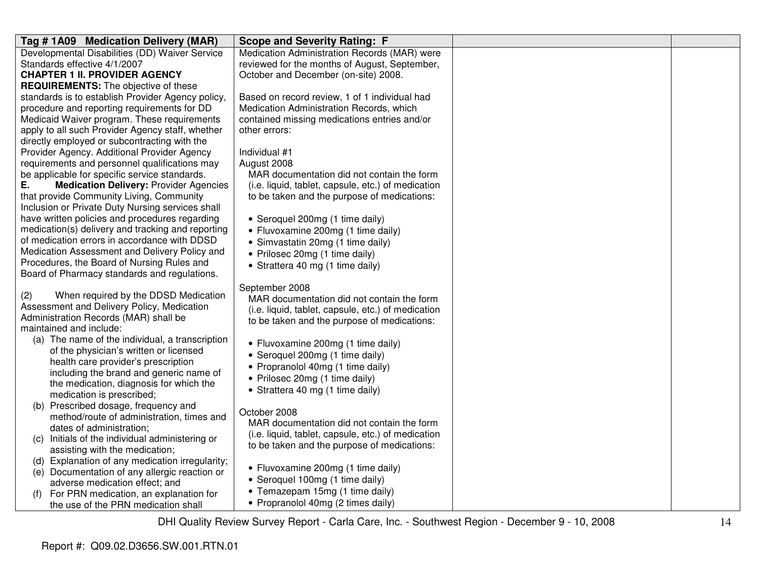| Tag # 1A09 Medication Delivery (MAR) | Scope and Severity Rating: F | | |
|---|---|---|---|
| Developmental Disabilities (DD) Waiver Service Standards effective 4/1/2007<br>**CHAPTER 1 II. PROVIDER AGENCY REQUIREMENTS:** The objective of these standards is to establish Provider Agency policy, procedure and reporting requirements for DD Medicaid Waiver program. These requirements apply to all such Provider Agency staff, whether directly employed or subcontracting with the Provider Agency. Additional Provider Agency requirements and personnel qualifications may be applicable for specific service standards.<br>**E. Medication Delivery:** Provider Agencies that provide Community Living, Community Inclusion or Private Duty Nursing services shall have written policies and procedures regarding medication(s) delivery and tracking and reporting of medication errors in accordance with DDSD Medication Assessment and Delivery Policy and Procedures, the Board of Nursing Rules and Board of Pharmacy standards and regulations.<br><br>(2) When required by the DDSD Medication Assessment and Delivery Policy, Medication Administration Records (MAR) shall be maintained and include:<br>(a) The name of the individual, a transcription of the physician's written or licensed health care provider's prescription including the brand and generic name of the medication, diagnosis for which the medication is prescribed;<br>(b) Prescribed dosage, frequency and method/route of administration, times and dates of administration;<br>(c) Initials of the individual administering or assisting with the medication;<br>(d) Explanation of any medication irregularity;<br>(e) Documentation of any allergic reaction or adverse medication effect; and<br>(f) For PRN medication, an explanation for the use of the PRN medication shall | Medication Administration Records (MAR) were reviewed for the months of August, September, October and December (on-site) 2008.<br><br>Based on record review, 1 of 1 individual had Medication Administration Records, which contained missing medications entries and/or other errors:<br><br>Individual #1<br>August 2008<br>MAR documentation did not contain the form (i.e. liquid, tablet, capsule, etc.) of medication to be taken and the purpose of medications:<br><br>• Seroquel 200mg (1 time daily)<br>• Fluvoxamine 200mg (1 time daily)<br>• Simvastatin 20mg (1 time daily)<br>• Prilosec 20mg (1 time daily)<br>• Strattera 40 mg (1 time daily)<br><br>September 2008<br>MAR documentation did not contain the form (i.e. liquid, tablet, capsule, etc.) of medication to be taken and the purpose of medications:<br><br>• Fluvoxamine 200mg (1 time daily)<br>• Seroquel 200mg (1 time daily)<br>• Propranolol 40mg (1 time daily)<br>• Prilosec 20mg (1 time daily)<br>• Strattera 40 mg (1 time daily)<br><br>October 2008<br>MAR documentation did not contain the form (i.e. liquid, tablet, capsule, etc.) of medication to be taken and the purpose of medications:<br><br>• Fluvoxamine 200mg (1 time daily)<br>• Seroquel 100mg (1 time daily)<br>• Temazepam 15mg (1 time daily)<br>• Propranolol 40mg (2 times daily) | | |

DHI Quality Review Survey Report - Carla Care, Inc. - Southwest Region - December 9 - 10, 2008

Report #: Q09.02.D3656.SW.001.RTN.01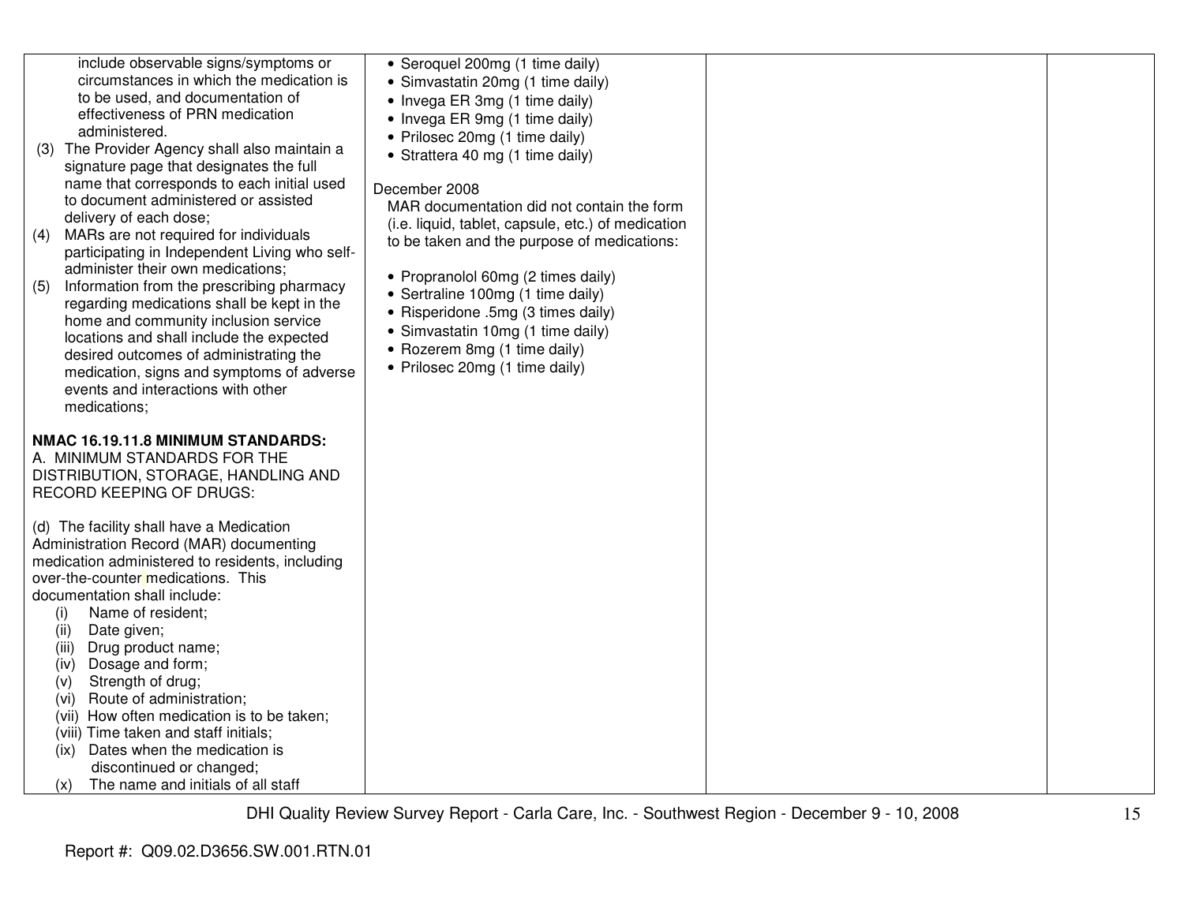| | | | |
|---|---|---|---|
| include observable signs/symptoms or circumstances in which the medication is to be used, and documentation of effectiveness of PRN medication administered.<br>(3) The Provider Agency shall also maintain a signature page that designates the full name that corresponds to each initial used to document administered or assisted delivery of each dose;<br>(4) MARs are not required for individuals participating in Independent Living who self-administer their own medications;<br>(5) Information from the prescribing pharmacy regarding medications shall be kept in the home and community inclusion service locations and shall include the expected desired outcomes of administrating the medication, signs and symptoms of adverse events and interactions with other medications;<br><br>**NMAC 16.19.11.8 MINIMUM STANDARDS:**<br>A. MINIMUM STANDARDS FOR THE DISTRIBUTION, STORAGE, HANDLING AND RECORD KEEPING OF DRUGS:<br><br>(d) The facility shall have a Medication Administration Record (MAR) documenting medication administered to residents, including over-the-counter medications. This documentation shall include:<br>(i) Name of resident;<br>(ii) Date given;<br>(iii) Drug product name;<br>(iv) Dosage and form;<br>(v) Strength of drug;<br>(vi) Route of administration;<br>(vii) How often medication is to be taken;<br>(viii) Time taken and staff initials;<br>(ix) Dates when the medication is discontinued or changed;<br>(x) The name and initials of all staff | • Seroquel 200mg (1 time daily)<br>• Simvastatin 20mg (1 time daily)<br>• Invega ER 3mg (1 time daily)<br>• Invega ER 9mg (1 time daily)<br>• Prilosec 20mg (1 time daily)<br>• Strattera 40 mg (1 time daily)<br><br>December 2008<br>MAR documentation did not contain the form (i.e. liquid, tablet, capsule, etc.) of medication to be taken and the purpose of medications:<br><br>• Propranolol 60mg (2 times daily)<br>• Sertraline 100mg (1 time daily)<br>• Risperidone .5mg (3 times daily)<br>• Simvastatin 10mg (1 time daily)<br>• Rozerem 8mg (1 time daily)<br>• Prilosec 20mg (1 time daily) | | |

DHI Quality Review Survey Report - Carla Care, Inc. - Southwest Region - December 9 - 10, 2008

Report #: Q09.02.D3656.SW.001.RTN.01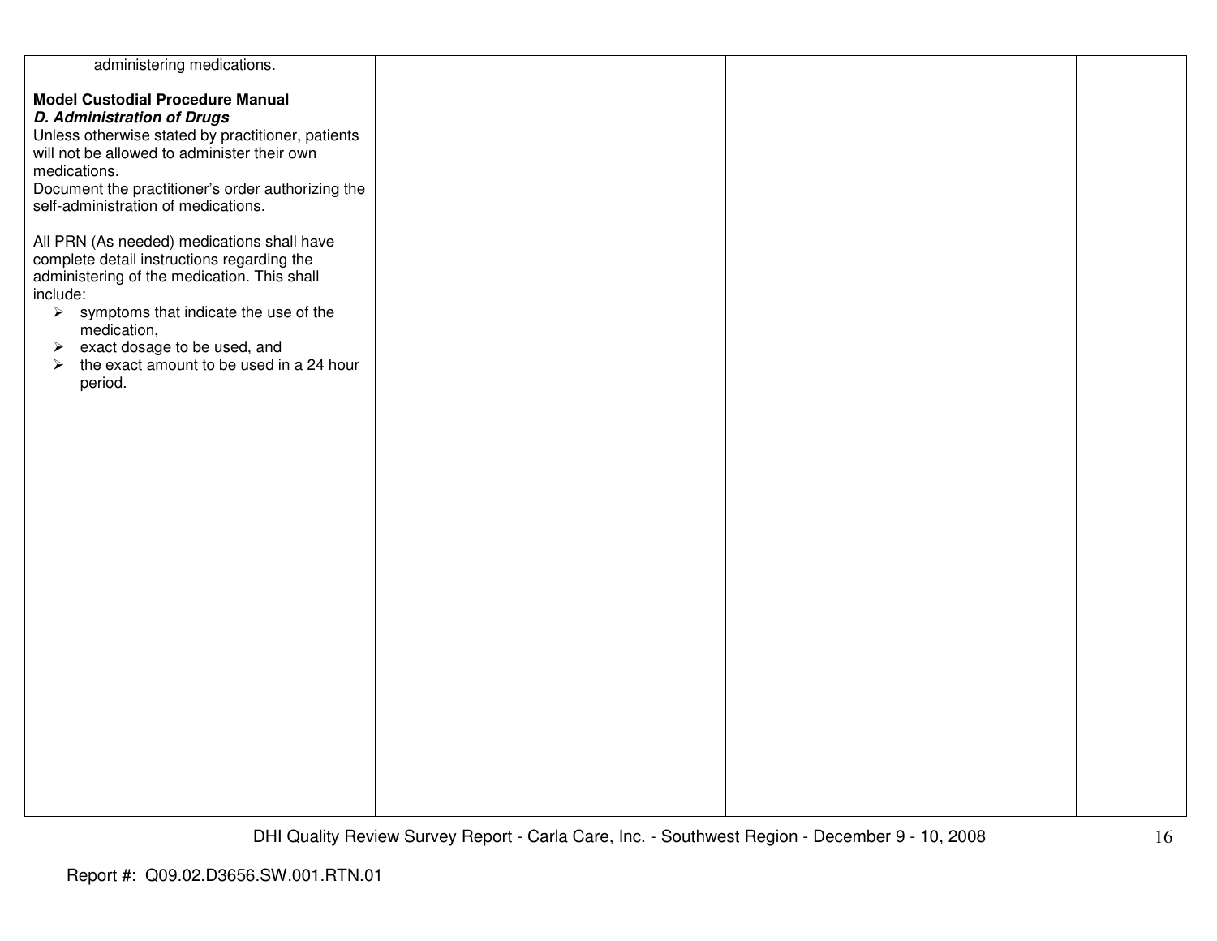| | | | |
|---|---|---|---|
| administering medications.<br><br>**Model Custodial Procedure Manual**<br>***D. Administration of Drugs***<br>Unless otherwise stated by practitioner, patients will not be allowed to administer their own medications.<br>Document the practitioner's order authorizing the self-administration of medications.<br><br>All PRN (As needed) medications shall have complete detail instructions regarding the administering of the medication. This shall include:<br>➢ symptoms that indicate the use of the medication,<br>➢ exact dosage to be used, and<br>➢ the exact amount to be used in a 24 hour period. | | | |

Report #: Q09.02.D3656.SW.001.RTN.01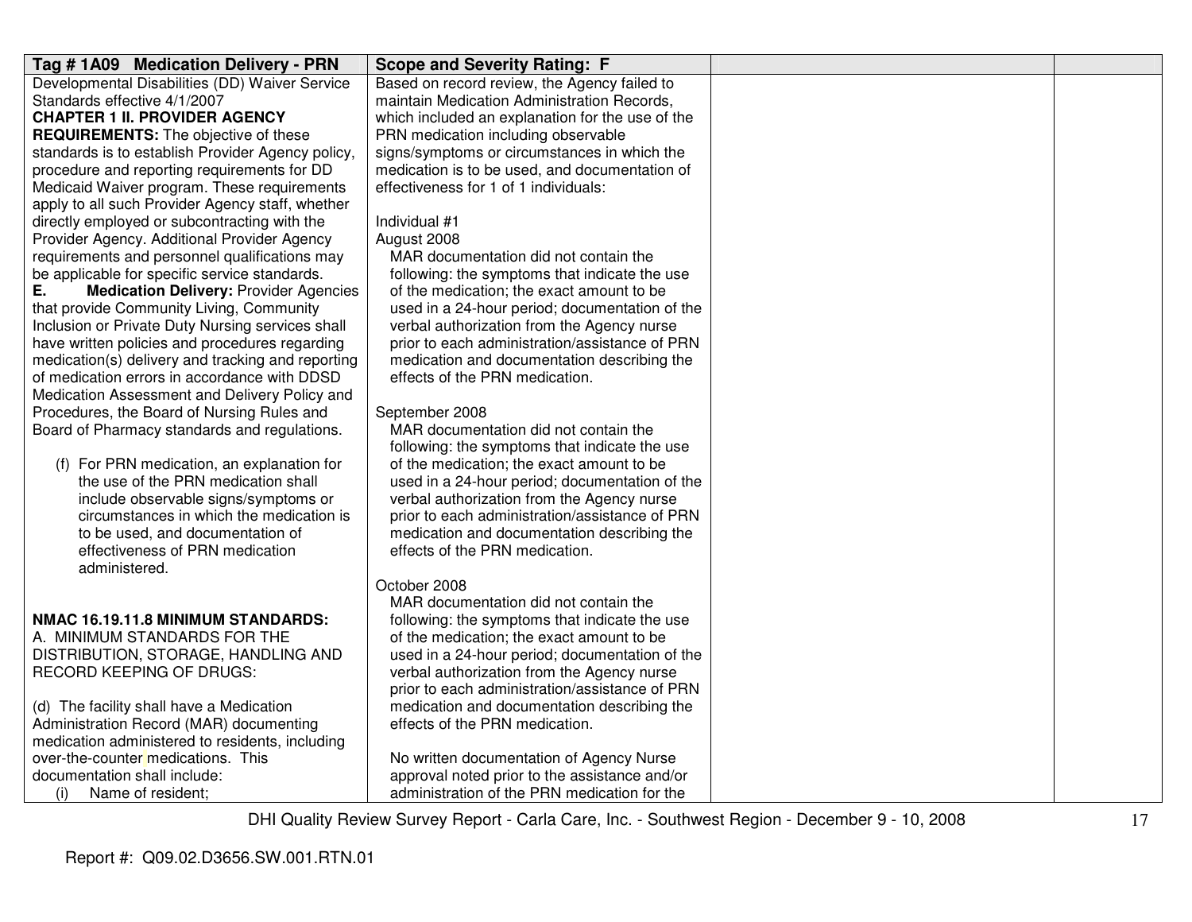| Tag # 1A09 Medication Delivery - PRN | Scope and Severity Rating: F | | |
|---|---|---|---|
| Developmental Disabilities (DD) Waiver Service Standards effective 4/1/2007<br>**CHAPTER 1 II. PROVIDER AGENCY REQUIREMENTS:** The objective of these standards is to establish Provider Agency policy, procedure and reporting requirements for DD Medicaid Waiver program. These requirements apply to all such Provider Agency staff, whether directly employed or subcontracting with the Provider Agency. Additional Provider Agency requirements and personnel qualifications may be applicable for specific service standards.<br>**E. Medication Delivery:** Provider Agencies that provide Community Living, Community Inclusion or Private Duty Nursing services shall have written policies and procedures regarding medication(s) delivery and tracking and reporting of medication errors in accordance with DDSD Medication Assessment and Delivery Policy and Procedures, the Board of Nursing Rules and Board of Pharmacy standards and regulations.<br><br>(f) For PRN medication, an explanation for the use of the PRN medication shall include observable signs/symptoms or circumstances in which the medication is to be used, and documentation of effectiveness of PRN medication administered.<br><br>**NMAC 16.19.11.8 MINIMUM STANDARDS:**<br>A. MINIMUM STANDARDS FOR THE DISTRIBUTION, STORAGE, HANDLING AND RECORD KEEPING OF DRUGS:<br><br>(d) The facility shall have a Medication Administration Record (MAR) documenting medication administered to residents, including over-the-counter medications. This documentation shall include:<br>(i) Name of resident; | Based on record review, the Agency failed to maintain Medication Administration Records, which included an explanation for the use of the PRN medication including observable signs/symptoms or circumstances in which the medication is to be used, and documentation of effectiveness for 1 of 1 individuals:<br><br>Individual #1<br>August 2008<br>MAR documentation did not contain the following: the symptoms that indicate the use of the medication; the exact amount to be used in a 24-hour period; documentation of the verbal authorization from the Agency nurse prior to each administration/assistance of PRN medication and documentation describing the effects of the PRN medication.<br><br>September 2008<br>MAR documentation did not contain the following: the symptoms that indicate the use of the medication; the exact amount to be used in a 24-hour period; documentation of the verbal authorization from the Agency nurse prior to each administration/assistance of PRN medication and documentation describing the effects of the PRN medication.<br><br>October 2008<br>MAR documentation did not contain the following: the symptoms that indicate the use of the medication; the exact amount to be used in a 24-hour period; documentation of the verbal authorization from the Agency nurse prior to each administration/assistance of PRN medication and documentation describing the effects of the PRN medication.<br><br>No written documentation of Agency Nurse approval noted prior to the assistance and/or administration of the PRN medication for the | | |

DHI Quality Review Survey Report - Carla Care, Inc. - Southwest Region - December 9 - 10, 2008

Report #: Q09.02.D3656.SW.001.RTN.01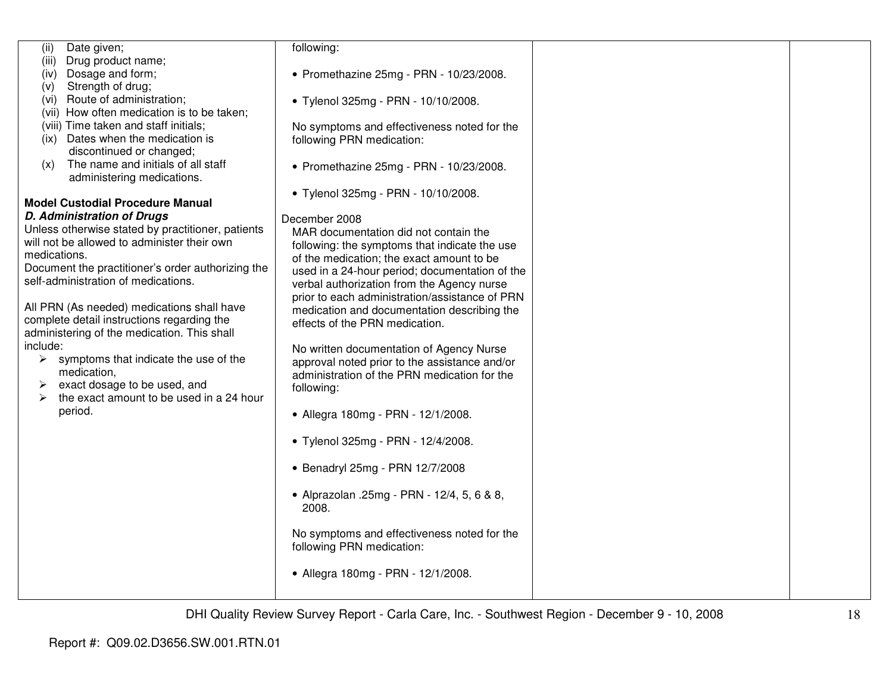| | | | |
|---|---|---|---|
| (ii) Date given;<br>(iii) Drug product name;<br>(iv) Dosage and form;<br>(v) Strength of drug;<br>(vi) Route of administration;<br>(vii) How often medication is to be taken;<br>(viii) Time taken and staff initials;<br>(ix) Dates when the medication is discontinued or changed;<br>(x) The name and initials of all staff administering medications.<br><br>**Model Custodial Procedure Manual**<br>***D. Administration of Drugs***<br>Unless otherwise stated by practitioner, patients will not be allowed to administer their own medications.<br>Document the practitioner's order authorizing the self-administration of medications.<br><br>All PRN (As needed) medications shall have complete detail instructions regarding the administering of the medication. This shall include:<br>➢ symptoms that indicate the use of the medication,<br>➢ exact dosage to be used, and<br>➢ the exact amount to be used in a 24 hour period. | following:<br><br>• Promethazine 25mg - PRN - 10/23/2008.<br><br>• Tylenol 325mg - PRN - 10/10/2008.<br><br>No symptoms and effectiveness noted for the following PRN medication:<br><br>• Promethazine 25mg - PRN - 10/23/2008.<br><br>• Tylenol 325mg - PRN - 10/10/2008.<br><br>December 2008<br>MAR documentation did not contain the following: the symptoms that indicate the use of the medication; the exact amount to be used in a 24-hour period; documentation of the verbal authorization from the Agency nurse prior to each administration/assistance of PRN medication and documentation describing the effects of the PRN medication.<br><br>No written documentation of Agency Nurse approval noted prior to the assistance and/or administration of the PRN medication for the following:<br><br>• Allegra 180mg - PRN - 12/1/2008.<br><br>• Tylenol 325mg - PRN - 12/4/2008.<br><br>• Benadryl 25mg - PRN 12/7/2008<br><br>• Alprazolan .25mg - PRN - 12/4, 5, 6 & 8, 2008.<br><br>No symptoms and effectiveness noted for the following PRN medication:<br><br>• Allegra 180mg - PRN - 12/1/2008. | | |

Report #: Q09.02.D3656.SW.001.RTN.01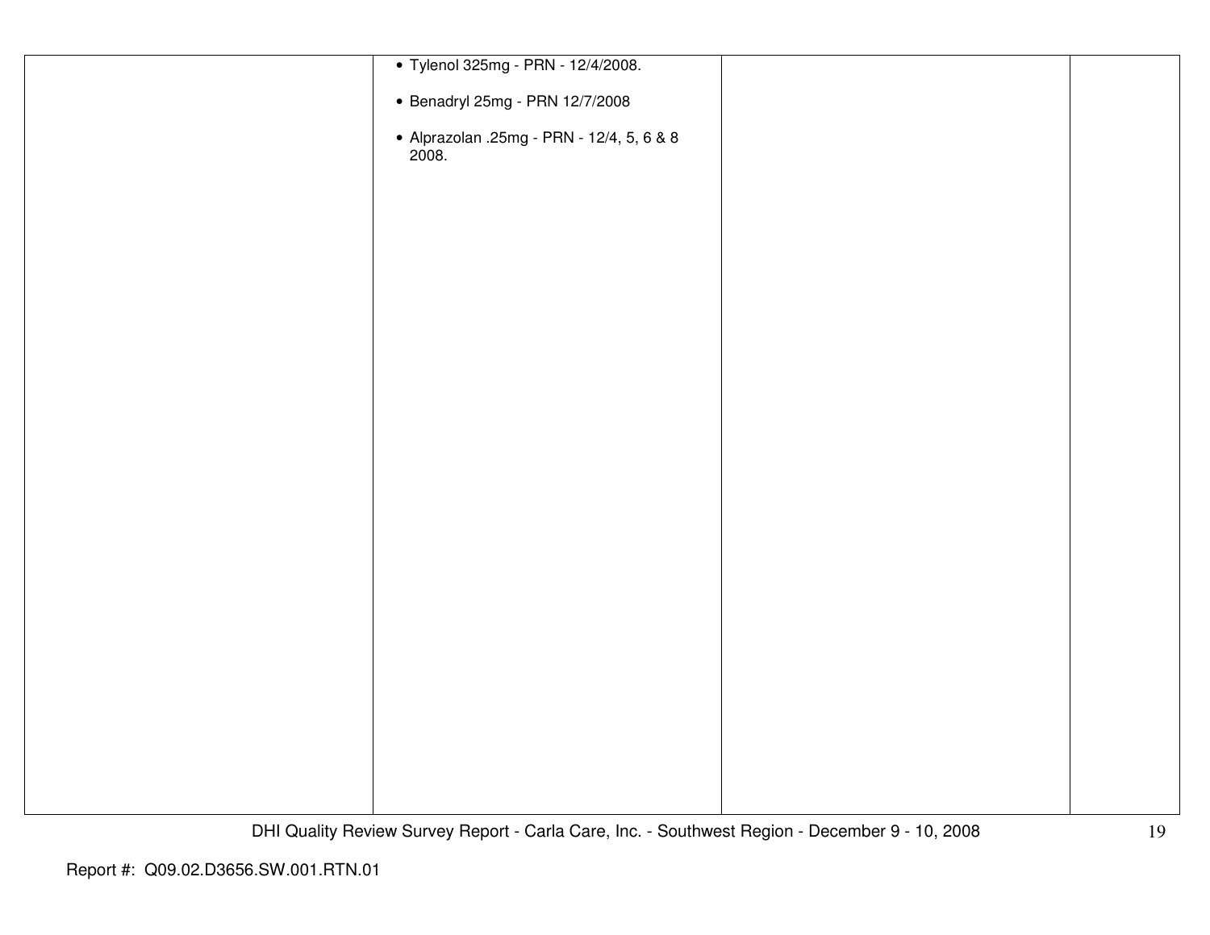| | | | |
|---|---|---|---|
| | • Tylenol 325mg - PRN - 12/4/2008.<br><br>• Benadryl 25mg - PRN 12/7/2008<br><br>• Alprazolan .25mg - PRN - 12/4, 5, 6 & 8 2008. | | |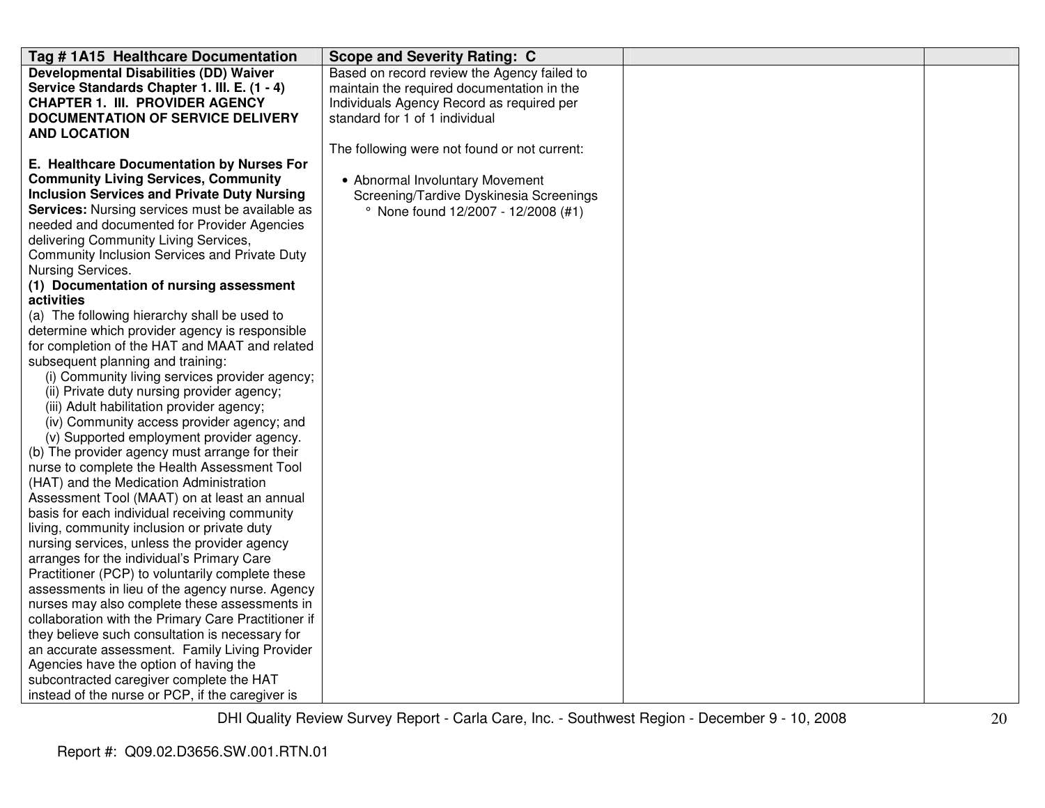| Tag # 1A15 Healthcare Documentation | Scope and Severity Rating: C | | |
|---|---|---|---|
| **Developmental Disabilities (DD) Waiver Service Standards Chapter 1. III. E. (1 - 4) CHAPTER 1. III. PROVIDER AGENCY DOCUMENTATION OF SERVICE DELIVERY AND LOCATION**<br><br>**E. Healthcare Documentation by Nurses For Community Living Services, Community Inclusion Services and Private Duty Nursing Services:** Nursing services must be available as needed and documented for Provider Agencies delivering Community Living Services, Community Inclusion Services and Private Duty Nursing Services.<br>**(1) Documentation of nursing assessment activities**<br>(a) The following hierarchy shall be used to determine which provider agency is responsible for completion of the HAT and MAAT and related subsequent planning and training:<br>(i) Community living services provider agency;<br>(ii) Private duty nursing provider agency;<br>(iii) Adult habilitation provider agency;<br>(iv) Community access provider agency; and<br>(v) Supported employment provider agency.<br>(b) The provider agency must arrange for their nurse to complete the Health Assessment Tool (HAT) and the Medication Administration Assessment Tool (MAAT) on at least an annual basis for each individual receiving community living, community inclusion or private duty nursing services, unless the provider agency arranges for the individual's Primary Care Practitioner (PCP) to voluntarily complete these assessments in lieu of the agency nurse. Agency nurses may also complete these assessments in collaboration with the Primary Care Practitioner if they believe such consultation is necessary for an accurate assessment. Family Living Provider Agencies have the option of having the subcontracted caregiver complete the HAT instead of the nurse or PCP, if the caregiver is | Based on record review the Agency failed to maintain the required documentation in the Individuals Agency Record as required per standard for 1 of 1 individual<br><br>The following were not found or not current:<br><br>• Abnormal Involuntary Movement Screening/Tardive Dyskinesia Screenings<br>° None found 12/2007 - 12/2008 (#1) | | |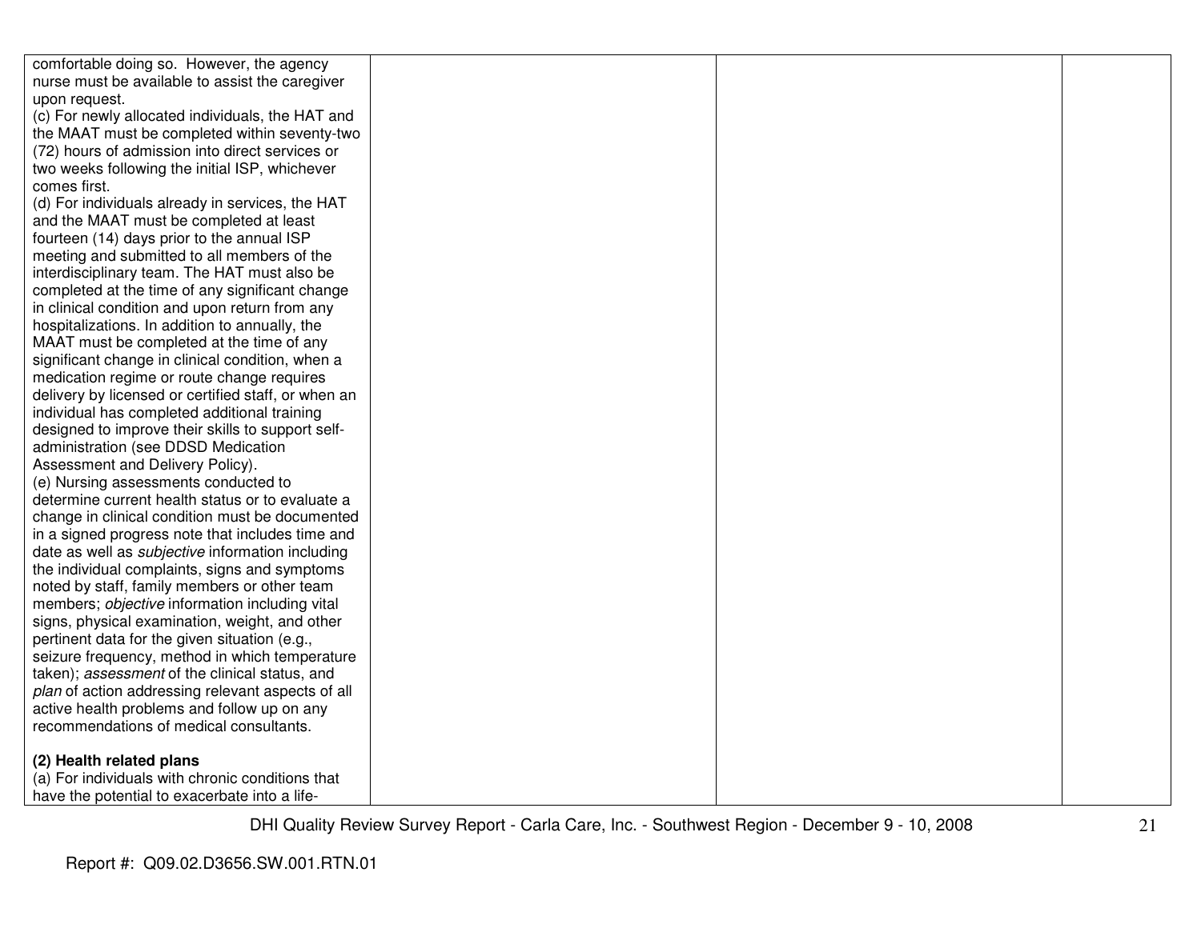| | | | |
|---|---|---|---|
| comfortable doing so. However, the agency nurse must be available to assist the caregiver upon request.<br>(c) For newly allocated individuals, the HAT and the MAAT must be completed within seventy-two (72) hours of admission into direct services or two weeks following the initial ISP, whichever comes first.<br>(d) For individuals already in services, the HAT and the MAAT must be completed at least fourteen (14) days prior to the annual ISP meeting and submitted to all members of the interdisciplinary team. The HAT must also be completed at the time of any significant change in clinical condition and upon return from any hospitalizations. In addition to annually, the MAAT must be completed at the time of any significant change in clinical condition, when a medication regime or route change requires delivery by licensed or certified staff, or when an individual has completed additional training designed to improve their skills to support self-administration (see DDSD Medication Assessment and Delivery Policy).<br>(e) Nursing assessments conducted to determine current health status or to evaluate a change in clinical condition must be documented in a signed progress note that includes time and date as well as *subjective* information including the individual complaints, signs and symptoms noted by staff, family members or other team members; *objective* information including vital signs, physical examination, weight, and other pertinent data for the given situation (e.g., seizure frequency, method in which temperature taken); *assessment* of the clinical status, and *plan* of action addressing relevant aspects of all active health problems and follow up on any recommendations of medical consultants.<br><br>**(2) Health related plans**<br>(a) For individuals with chronic conditions that have the potential to exacerbate into a life- | | | |

Report #: Q09.02.D3656.SW.001.RTN.01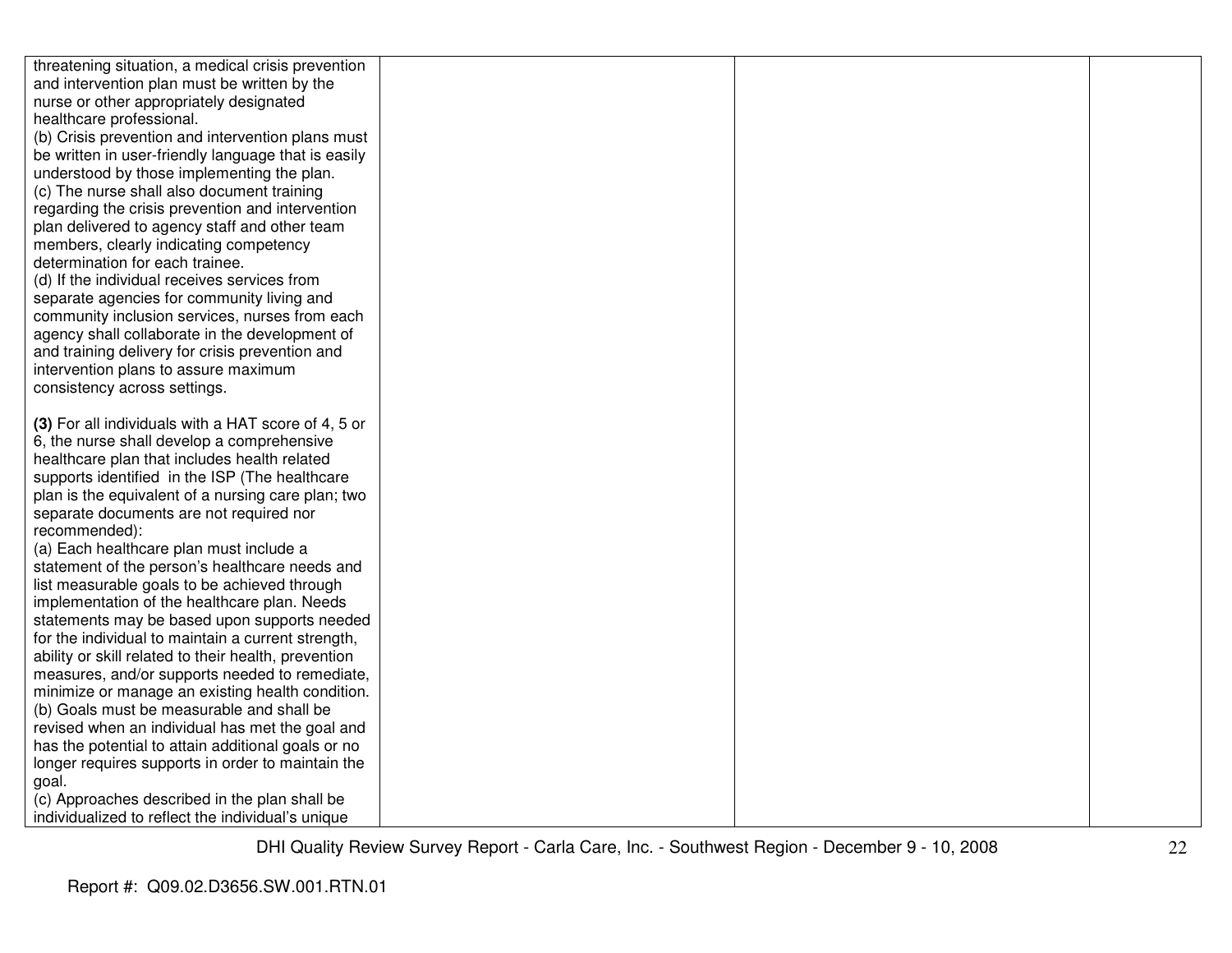| | | | |
|---|---|---|---|
| threatening situation, a medical crisis prevention and intervention plan must be written by the nurse or other appropriately designated healthcare professional.<br>(b) Crisis prevention and intervention plans must be written in user-friendly language that is easily understood by those implementing the plan.<br>(c) The nurse shall also document training regarding the crisis prevention and intervention plan delivered to agency staff and other team members, clearly indicating competency determination for each trainee.<br>(d) If the individual receives services from separate agencies for community living and community inclusion services, nurses from each agency shall collaborate in the development of and training delivery for crisis prevention and intervention plans to assure maximum consistency across settings.<br><br>**(3)** For all individuals with a HAT score of 4, 5 or 6, the nurse shall develop a comprehensive healthcare plan that includes health related supports identified in the ISP (The healthcare plan is the equivalent of a nursing care plan; two separate documents are not required nor recommended):<br>(a) Each healthcare plan must include a statement of the person's healthcare needs and list measurable goals to be achieved through implementation of the healthcare plan. Needs statements may be based upon supports needed for the individual to maintain a current strength, ability or skill related to their health, prevention measures, and/or supports needed to remediate, minimize or manage an existing health condition.<br>(b) Goals must be measurable and shall be revised when an individual has met the goal and has the potential to attain additional goals or no longer requires supports in order to maintain the goal.<br>(c) Approaches described in the plan shall be individualized to reflect the individual's unique | | | |

DHI Quality Review Survey Report - Carla Care, Inc. - Southwest Region - December 9 - 10, 2008

Report #: Q09.02.D3656.SW.001.RTN.01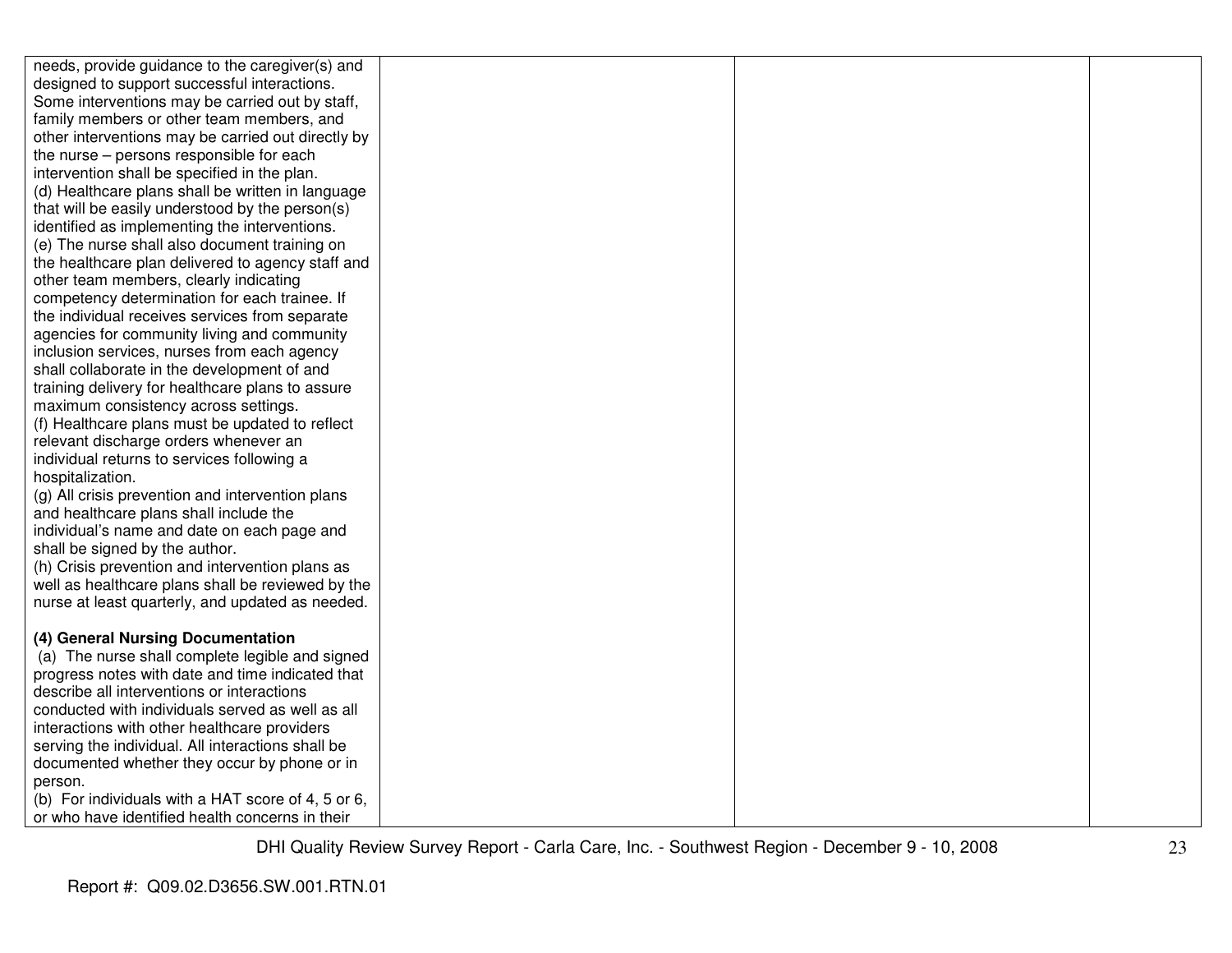| | | | |
|---|---|---|---|
| needs, provide guidance to the caregiver(s) and designed to support successful interactions. Some interventions may be carried out by staff, family members or other team members, and other interventions may be carried out directly by the nurse – persons responsible for each intervention shall be specified in the plan.<br>(d) Healthcare plans shall be written in language that will be easily understood by the person(s) identified as implementing the interventions.<br>(e) The nurse shall also document training on the healthcare plan delivered to agency staff and other team members, clearly indicating competency determination for each trainee. If the individual receives services from separate agencies for community living and community inclusion services, nurses from each agency shall collaborate in the development of and training delivery for healthcare plans to assure maximum consistency across settings.<br>(f) Healthcare plans must be updated to reflect relevant discharge orders whenever an individual returns to services following a hospitalization.<br>(g) All crisis prevention and intervention plans and healthcare plans shall include the individual's name and date on each page and shall be signed by the author.<br>(h) Crisis prevention and intervention plans as well as healthcare plans shall be reviewed by the nurse at least quarterly, and updated as needed.<br><br>**(4) General Nursing Documentation**<br>(a) The nurse shall complete legible and signed progress notes with date and time indicated that describe all interventions or interactions conducted with individuals served as well as all interactions with other healthcare providers serving the individual. All interactions shall be documented whether they occur by phone or in person.<br>(b) For individuals with a HAT score of 4, 5 or 6, or who have identified health concerns in their | | | |

DHI Quality Review Survey Report - Carla Care, Inc. - Southwest Region - December 9 - 10, 2008

Report #: Q09.02.D3656.SW.001.RTN.01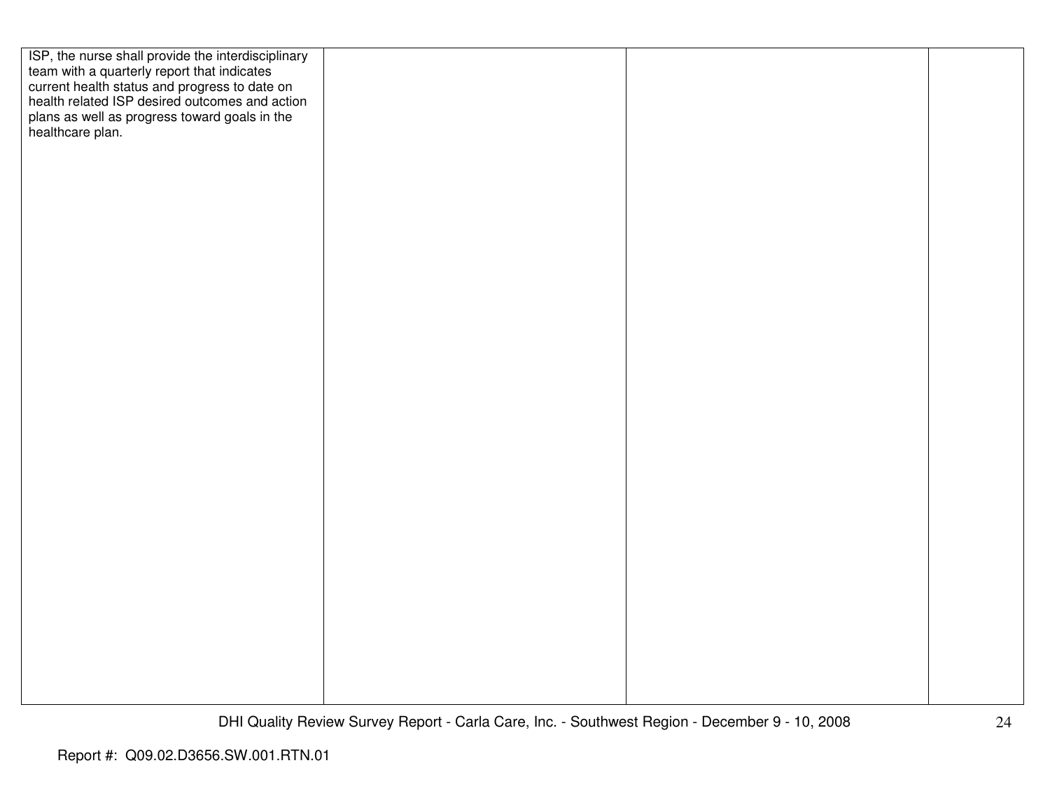| | | | |
|---|---|---|---|
| ISP, the nurse shall provide the interdisciplinary team with a quarterly report that indicates current health status and progress to date on health related ISP desired outcomes and action plans as well as progress toward goals in the healthcare plan. | | | |

Report #: Q09.02.D3656.SW.001.RTN.01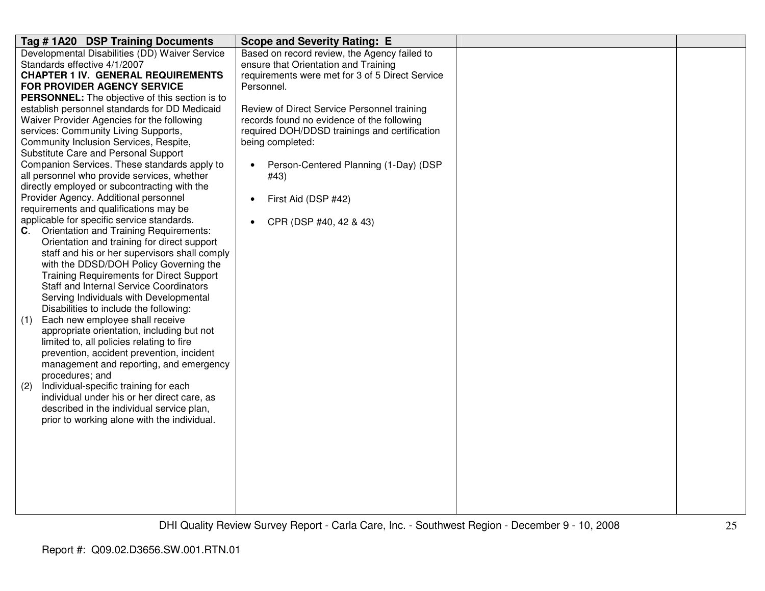| Tag # 1A20 DSP Training Documents | Scope and Severity Rating: E | | |
|---|---|---|---|
| Developmental Disabilities (DD) Waiver Service Standards effective 4/1/2007<br>**CHAPTER 1 IV. GENERAL REQUIREMENTS FOR PROVIDER AGENCY SERVICE PERSONNEL:** The objective of this section is to establish personnel standards for DD Medicaid Waiver Provider Agencies for the following services: Community Living Supports, Community Inclusion Services, Respite, Substitute Care and Personal Support Companion Services. These standards apply to all personnel who provide services, whether directly employed or subcontracting with the Provider Agency. Additional personnel requirements and qualifications may be applicable for specific service standards.<br>**C**. Orientation and Training Requirements: Orientation and training for direct support staff and his or her supervisors shall comply with the DDSD/DOH Policy Governing the Training Requirements for Direct Support Staff and Internal Service Coordinators Serving Individuals with Developmental Disabilities to include the following:<br>(1) Each new employee shall receive appropriate orientation, including but not limited to, all policies relating to fire prevention, accident prevention, incident management and reporting, and emergency procedures; and<br>(2) Individual-specific training for each individual under his or her direct care, as described in the individual service plan, prior to working alone with the individual. | Based on record review, the Agency failed to ensure that Orientation and Training requirements were met for 3 of 5 Direct Service Personnel.<br><br>Review of Direct Service Personnel training records found no evidence of the following required DOH/DDSD trainings and certification being completed:<br><br>• Person-Centered Planning (1-Day) (DSP #43)<br><br>• First Aid (DSP #42)<br><br>• CPR (DSP #40, 42 & 43) | | |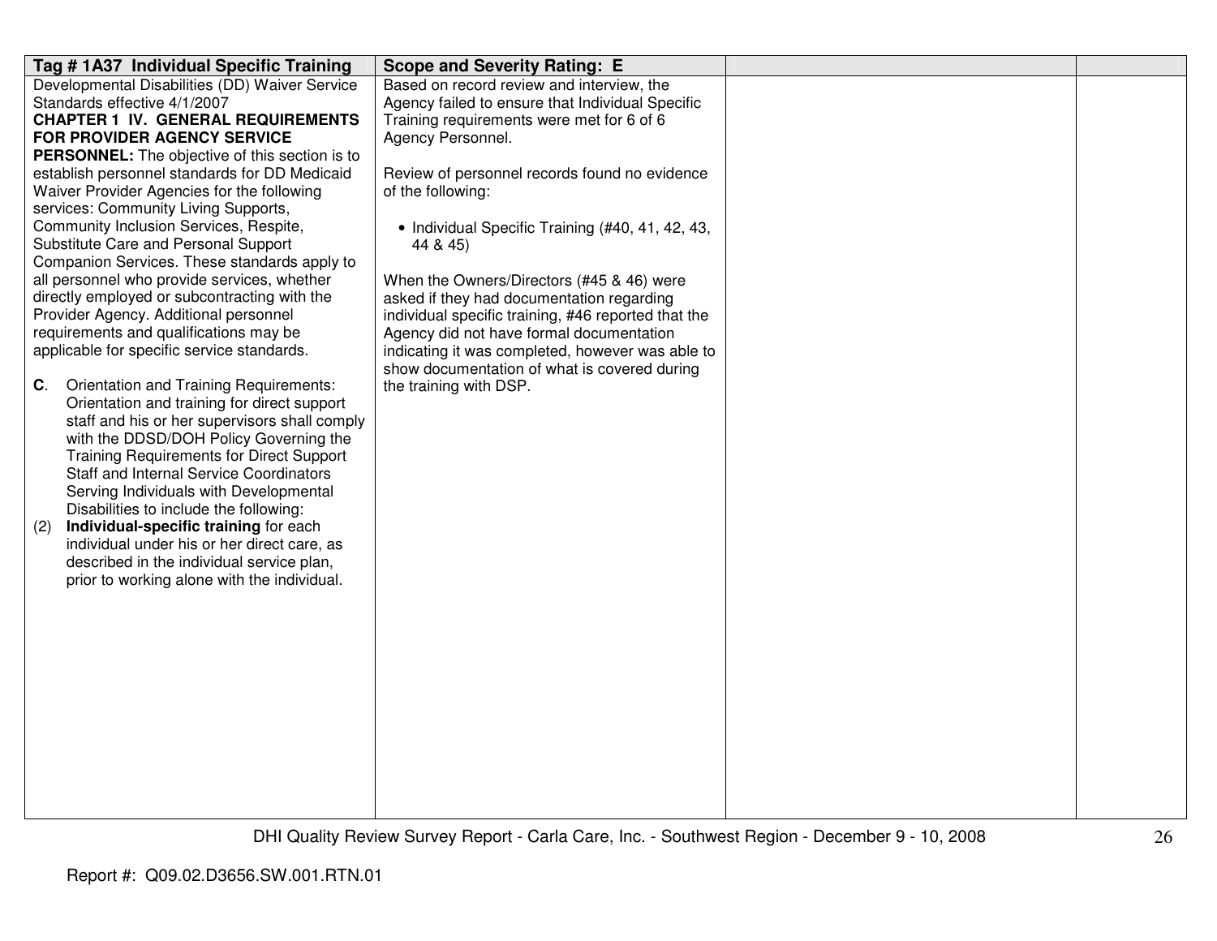| Tag # 1A37 Individual Specific Training | Scope and Severity Rating: E | | |
|---|---|---|---|
| Developmental Disabilities (DD) Waiver Service Standards effective 4/1/2007<br>**CHAPTER 1 IV. GENERAL REQUIREMENTS FOR PROVIDER AGENCY SERVICE PERSONNEL:** The objective of this section is to establish personnel standards for DD Medicaid Waiver Provider Agencies for the following services: Community Living Supports, Community Inclusion Services, Respite, Substitute Care and Personal Support Companion Services. These standards apply to all personnel who provide services, whether directly employed or subcontracting with the Provider Agency. Additional personnel requirements and qualifications may be applicable for specific service standards.<br><br>**C**. Orientation and Training Requirements: Orientation and training for direct support staff and his or her supervisors shall comply with the DDSD/DOH Policy Governing the Training Requirements for Direct Support Staff and Internal Service Coordinators Serving Individuals with Developmental Disabilities to include the following:<br>(2) **Individual-specific training** for each individual under his or her direct care, as described in the individual service plan, prior to working alone with the individual. | Based on record review and interview, the Agency failed to ensure that Individual Specific Training requirements were met for 6 of 6 Agency Personnel.<br><br>Review of personnel records found no evidence of the following:<br><br>• Individual Specific Training (#40, 41, 42, 43, 44 & 45)<br><br>When the Owners/Directors (#45 & 46) were asked if they had documentation regarding individual specific training, #46 reported that the Agency did not have formal documentation indicating it was completed, however was able to show documentation of what is covered during the training with DSP. | | |

Report #: Q09.02.D3656.SW.001.RTN.01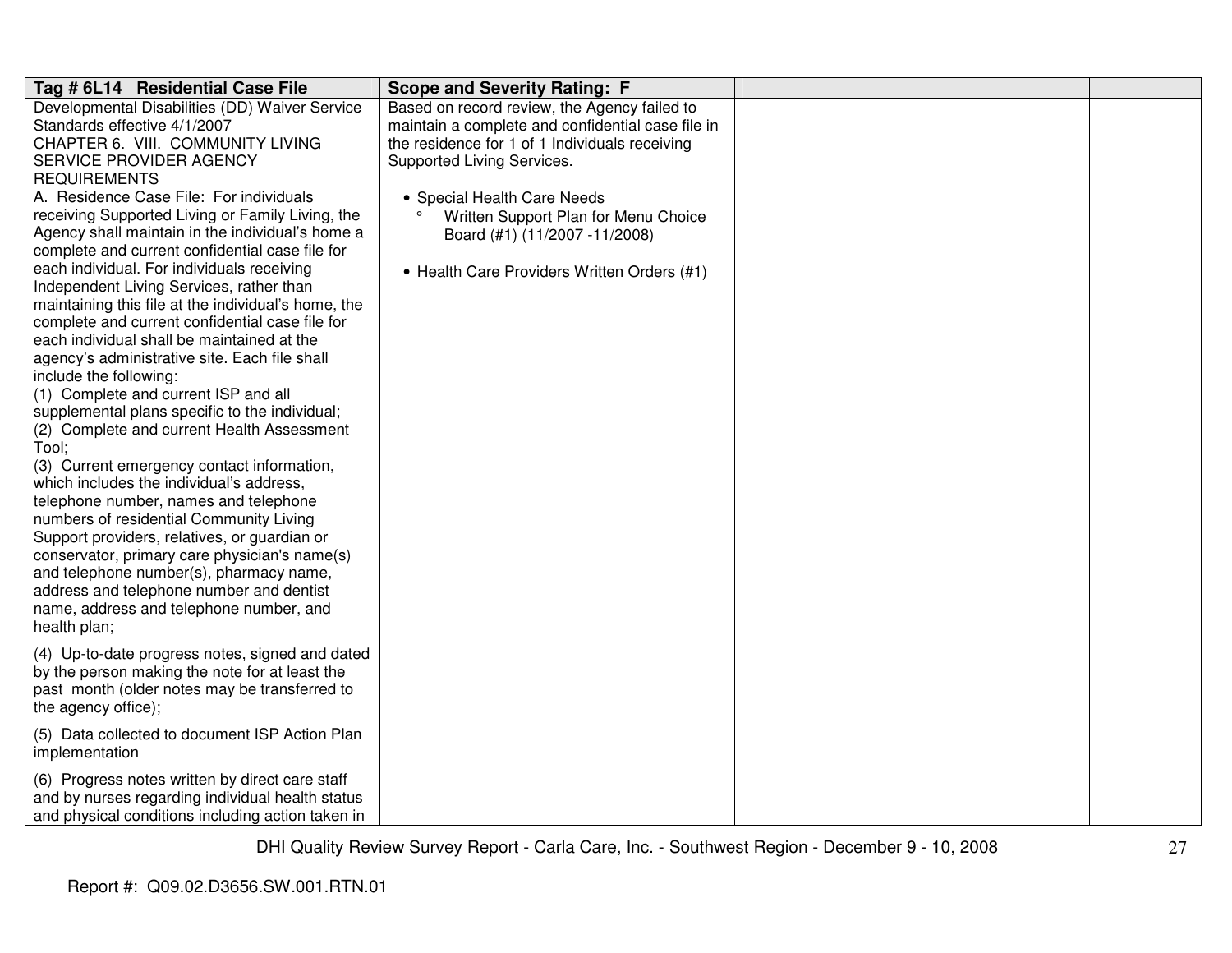| Tag # 6L14 Residential Case File | Scope and Severity Rating: F | | |
|---|---|---|---|
| Developmental Disabilities (DD) Waiver Service Standards effective 4/1/2007<br>CHAPTER 6. VIII. COMMUNITY LIVING SERVICE PROVIDER AGENCY REQUIREMENTS<br>A. Residence Case File: For individuals receiving Supported Living or Family Living, the Agency shall maintain in the individual's home a complete and current confidential case file for each individual. For individuals receiving Independent Living Services, rather than maintaining this file at the individual's home, the complete and current confidential case file for each individual shall be maintained at the agency's administrative site. Each file shall include the following:<br>(1) Complete and current ISP and all supplemental plans specific to the individual;<br>(2) Complete and current Health Assessment Tool;<br>(3) Current emergency contact information, which includes the individual's address, telephone number, names and telephone numbers of residential Community Living Support providers, relatives, or guardian or conservator, primary care physician's name(s) and telephone number(s), pharmacy name, address and telephone number and dentist name, address and telephone number, and health plan;<br>(4) Up-to-date progress notes, signed and dated by the person making the note for at least the past month (older notes may be transferred to the agency office);<br>(5) Data collected to document ISP Action Plan implementation<br>(6) Progress notes written by direct care staff and by nurses regarding individual health status and physical conditions including action taken in | Based on record review, the Agency failed to maintain a complete and confidential case file in the residence for 1 of 1 Individuals receiving Supported Living Services.<br><br>• Special Health Care Needs<br>° Written Support Plan for Menu Choice Board (#1) (11/2007 -11/2008)<br><br>• Health Care Providers Written Orders (#1) | | |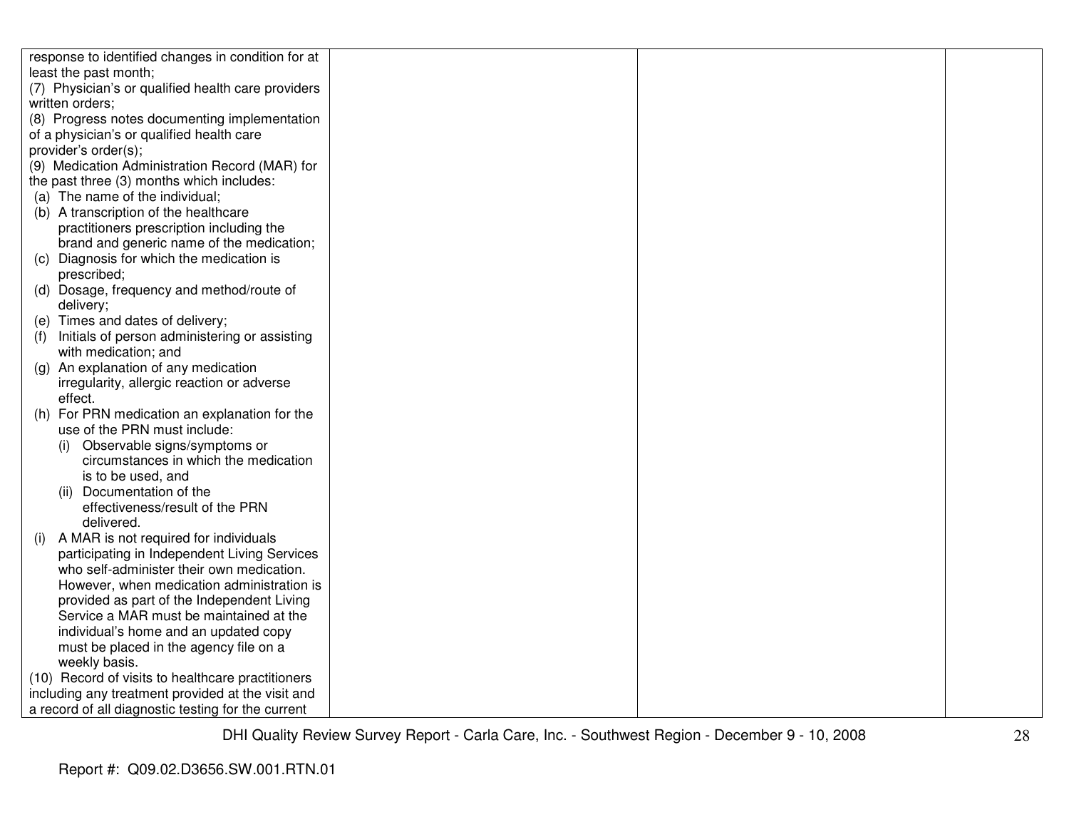| | | | |
|---|---|---|---|
| response to identified changes in condition for at least the past month;<br>(7) Physician's or qualified health care providers written orders;<br>(8) Progress notes documenting implementation of a physician's or qualified health care provider's order(s);<br>(9) Medication Administration Record (MAR) for the past three (3) months which includes:<br>(a) The name of the individual;<br>(b) A transcription of the healthcare practitioners prescription including the brand and generic name of the medication;<br>(c) Diagnosis for which the medication is prescribed;<br>(d) Dosage, frequency and method/route of delivery;<br>(e) Times and dates of delivery;<br>(f) Initials of person administering or assisting with medication; and<br>(g) An explanation of any medication irregularity, allergic reaction or adverse effect.<br>(h) For PRN medication an explanation for the use of the PRN must include:<br>(i) Observable signs/symptoms or circumstances in which the medication is to be used, and<br>(ii) Documentation of the effectiveness/result of the PRN delivered.<br>(i) A MAR is not required for individuals participating in Independent Living Services who self-administer their own medication. However, when medication administration is provided as part of the Independent Living Service a MAR must be maintained at the individual's home and an updated copy must be placed in the agency file on a weekly basis.<br>(10) Record of visits to healthcare practitioners including any treatment provided at the visit and a record of all diagnostic testing for the current | | | |

DHI Quality Review Survey Report - Carla Care, Inc. - Southwest Region - December 9 - 10, 2008

Report #: Q09.02.D3656.SW.001.RTN.01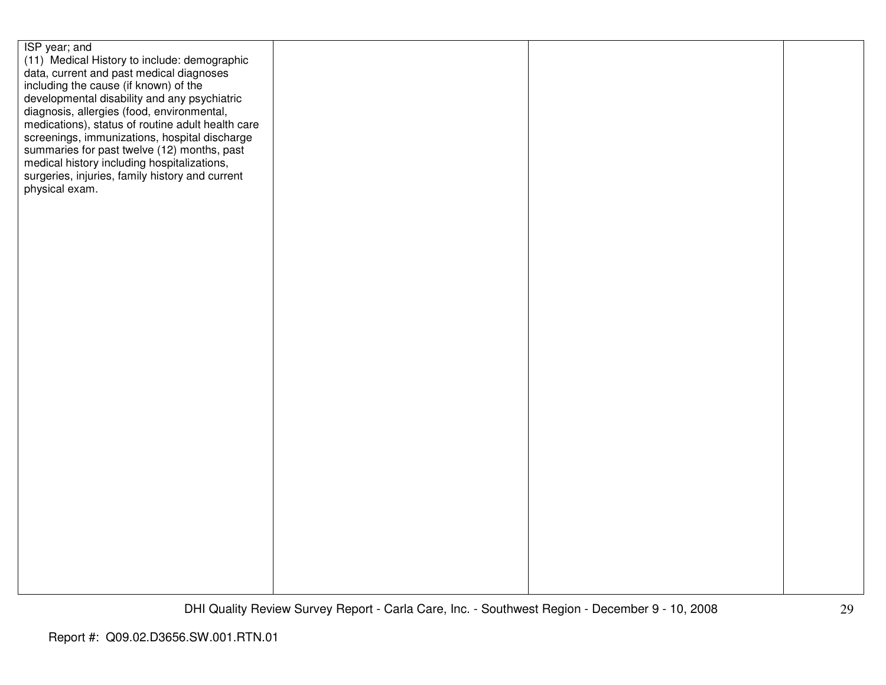| | | | |
|---|---|---|---|
| ISP year; and<br>(11) Medical History to include: demographic data, current and past medical diagnoses including the cause (if known) of the developmental disability and any psychiatric diagnosis, allergies (food, environmental, medications), status of routine adult health care screenings, immunizations, hospital discharge summaries for past twelve (12) months, past medical history including hospitalizations, surgeries, injuries, family history and current physical exam. | | | |

Report #: Q09.02.D3656.SW.001.RTN.01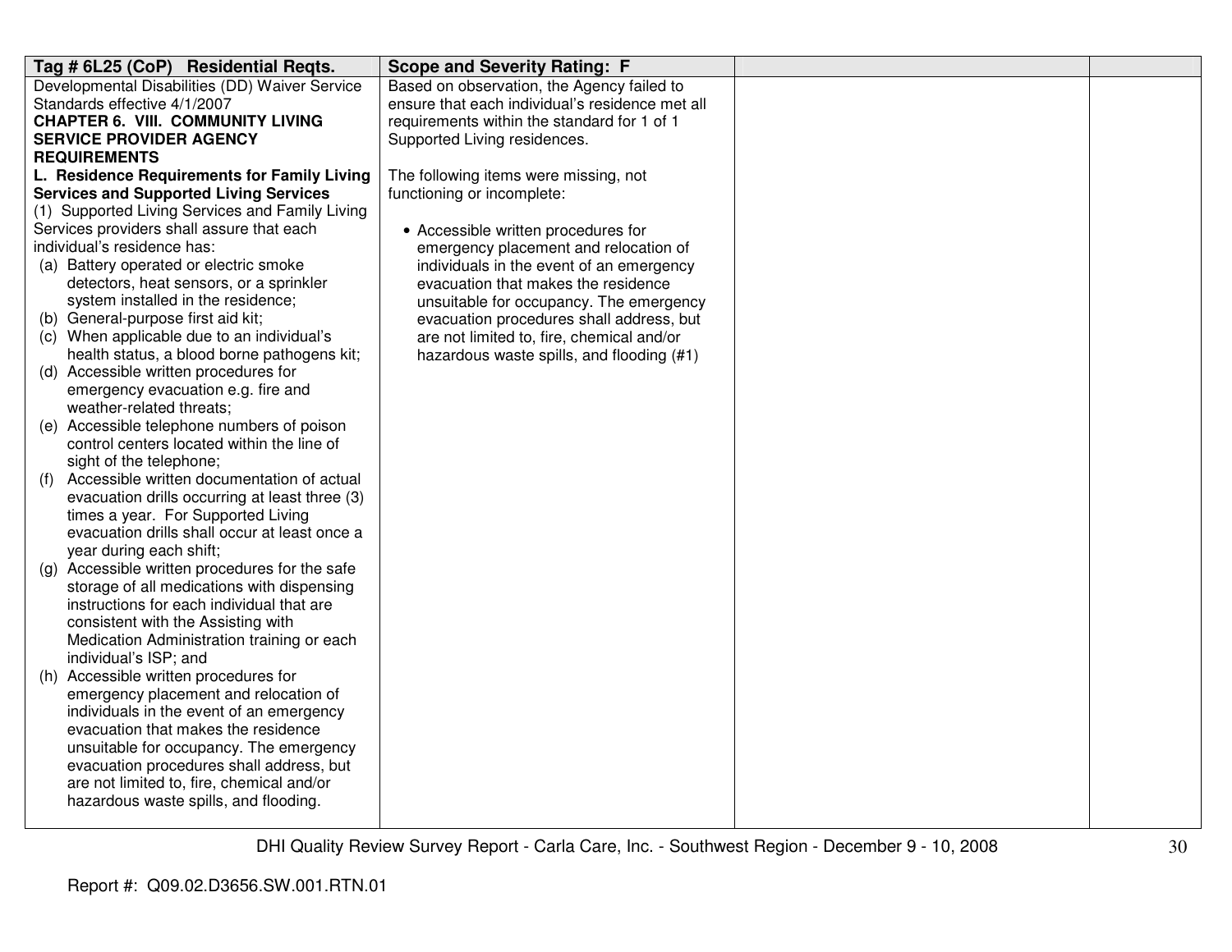| Tag # 6L25 (CoP) Residential Reqts. | Scope and Severity Rating: F | | |
|---|---|---|---|
| Developmental Disabilities (DD) Waiver Service Standards effective 4/1/2007<br>**CHAPTER 6. VIII. COMMUNITY LIVING SERVICE PROVIDER AGENCY REQUIREMENTS**<br>**L. Residence Requirements for Family Living Services and Supported Living Services**<br>(1) Supported Living Services and Family Living Services providers shall assure that each individual's residence has:<br>(a) Battery operated or electric smoke detectors, heat sensors, or a sprinkler system installed in the residence;<br>(b) General-purpose first aid kit;<br>(c) When applicable due to an individual's health status, a blood borne pathogens kit;<br>(d) Accessible written procedures for emergency evacuation e.g. fire and weather-related threats;<br>(e) Accessible telephone numbers of poison control centers located within the line of sight of the telephone;<br>(f) Accessible written documentation of actual evacuation drills occurring at least three (3) times a year. For Supported Living evacuation drills shall occur at least once a year during each shift;<br>(g) Accessible written procedures for the safe storage of all medications with dispensing instructions for each individual that are consistent with the Assisting with Medication Administration training or each individual's ISP; and<br>(h) Accessible written procedures for emergency placement and relocation of individuals in the event of an emergency evacuation that makes the residence unsuitable for occupancy. The emergency evacuation procedures shall address, but are not limited to, fire, chemical and/or hazardous waste spills, and flooding. | Based on observation, the Agency failed to ensure that each individual's residence met all requirements within the standard for 1 of 1 Supported Living residences.<br><br>The following items were missing, not functioning or incomplete:<br><br>• Accessible written procedures for emergency placement and relocation of individuals in the event of an emergency evacuation that makes the residence unsuitable for occupancy. The emergency evacuation procedures shall address, but are not limited to, fire, chemical and/or hazardous waste spills, and flooding (#1) | | |

Report #: Q09.02.D3656.SW.001.RTN.01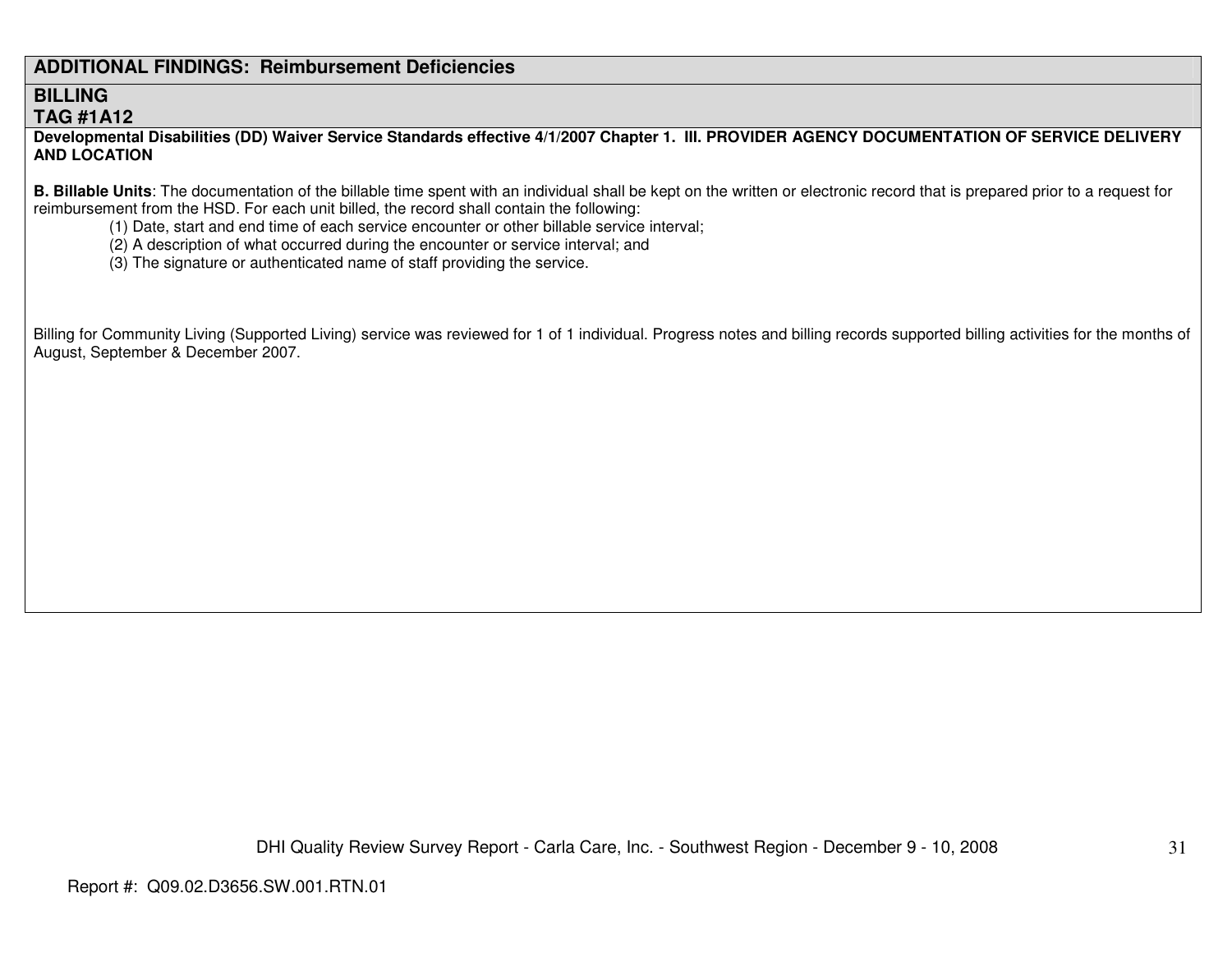## ADDITIONAL FINDINGS: Reimbursement Deficiencies

### BILLING
### TAG #1A12

**Developmental Disabilities (DD) Waiver Service Standards effective 4/1/2007 Chapter 1. III. PROVIDER AGENCY DOCUMENTATION OF SERVICE DELIVERY AND LOCATION**

**B. Billable Units**: The documentation of the billable time spent with an individual shall be kept on the written or electronic record that is prepared prior to a request for reimbursement from the HSD. For each unit billed, the record shall contain the following:

(1) Date, start and end time of each service encounter or other billable service interval;
(2) A description of what occurred during the encounter or service interval; and
(3) The signature or authenticated name of staff providing the service.

Billing for Community Living (Supported Living) service was reviewed for 1 of 1 individual. Progress notes and billing records supported billing activities for the months of August, September & December 2007.